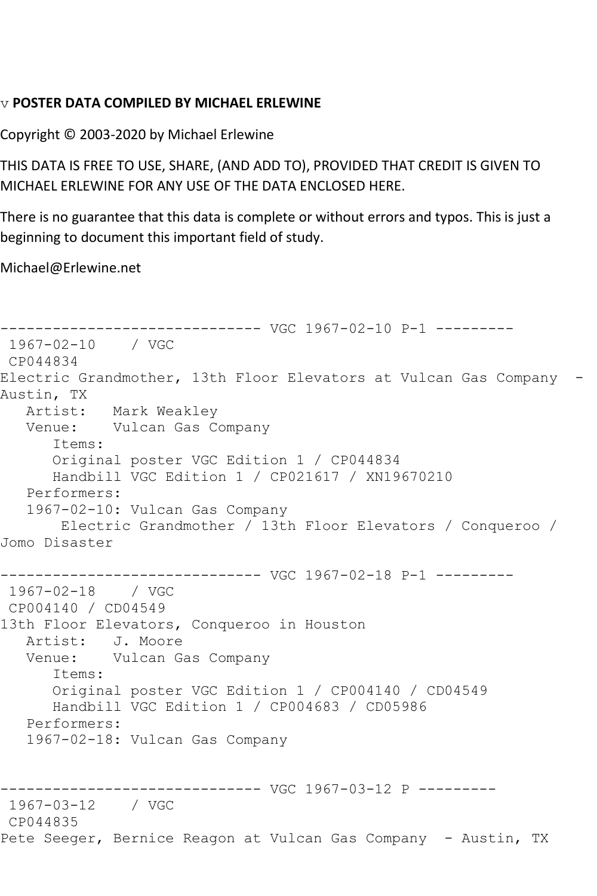v **POSTER DATA COMPILED BY MICHAEL ERLEWINE**

Copyright © 2003-2020 by Michael Erlewine

THIS DATA IS FREE TO USE, SHARE, (AND ADD TO), PROVIDED THAT CREDIT IS GIVEN TO MICHAEL ERLEWINE FOR ANY USE OF THE DATA ENCLOSED HERE.

There is no guarantee that this data is complete or without errors and typos. This is just a beginning to document this important field of study.

Michael@Erlewine.net

```
------------------------------ VGC 1967-02-10 P-1 ---------
 1967-02-10    / VGC
 CP044834
Electric Grandmother, 13th Floor Elevators at Vulcan Gas Company  - Austin, TX
   Artist:   Mark Weakley
   Venue:    Vulcan Gas Company
      Items:
      Original poster VGC Edition 1 / CP044834
      Handbill VGC Edition 1 / CP021617 / XN19670210
   Performers:
   1967-02-10: Vulcan Gas Company
       Electric Grandmother / 13th Floor Elevators / Conqueroo / Jomo Disaster

------------------------------ VGC 1967-02-18 P-1 ---------
 1967-02-18    / VGC
 CP004140 / CD04549
13th Floor Elevators, Conqueroo in Houston
   Artist:   J. Moore
   Venue:    Vulcan Gas Company
      Items:
      Original poster VGC Edition 1 / CP004140 / CD04549
      Handbill VGC Edition 1 / CP004683 / CD05986
   Performers:
   1967-02-18: Vulcan Gas Company


------------------------------ VGC 1967-03-12 P ---------
 1967-03-12    / VGC
 CP044835
Pete Seeger, Bernice Reagon at Vulcan Gas Company  - Austin, TX
```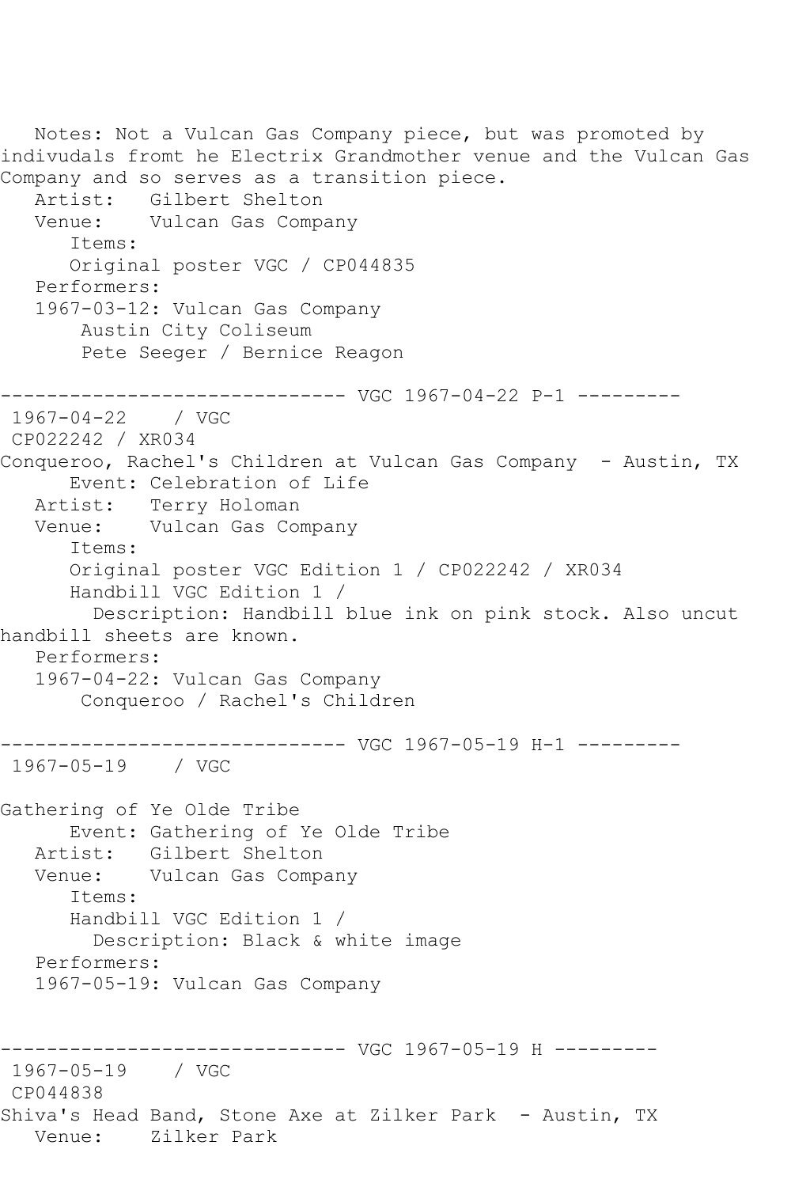Notes: Not a Vulcan Gas Company piece, but was promoted by indivudals fromt he Electrix Grandmother venue and the Vulcan Gas Company and so serves as a transition piece.
Artist: Gilbert Shelton
Venue: Vulcan Gas Company
Items:
Original poster VGC / CP044835
Performers:
1967-03-12: Vulcan Gas Company
Austin City Coliseum
Pete Seeger / Bernice Reagon

------------------------------ VGC 1967-04-22 P-1 ---------
1967-04-22 / VGC
CP022242 / XR034
Conqueroo, Rachel's Children at Vulcan Gas Company - Austin, TX
Event: Celebration of Life
Artist: Terry Holoman
Venue: Vulcan Gas Company
Items:
Original poster VGC Edition 1 / CP022242 / XR034
Handbill VGC Edition 1 /
Description: Handbill blue ink on pink stock. Also uncut handbill sheets are known.
Performers:
1967-04-22: Vulcan Gas Company
Conqueroo / Rachel's Children

------------------------------ VGC 1967-05-19 H-1 ---------
1967-05-19 / VGC

Gathering of Ye Olde Tribe
Event: Gathering of Ye Olde Tribe
Artist: Gilbert Shelton
Venue: Vulcan Gas Company
Items:
Handbill VGC Edition 1 /
Description: Black & white image
Performers:
1967-05-19: Vulcan Gas Company

------------------------------ VGC 1967-05-19 H ---------
1967-05-19 / VGC
CP044838
Shiva's Head Band, Stone Axe at Zilker Park - Austin, TX
Venue: Zilker Park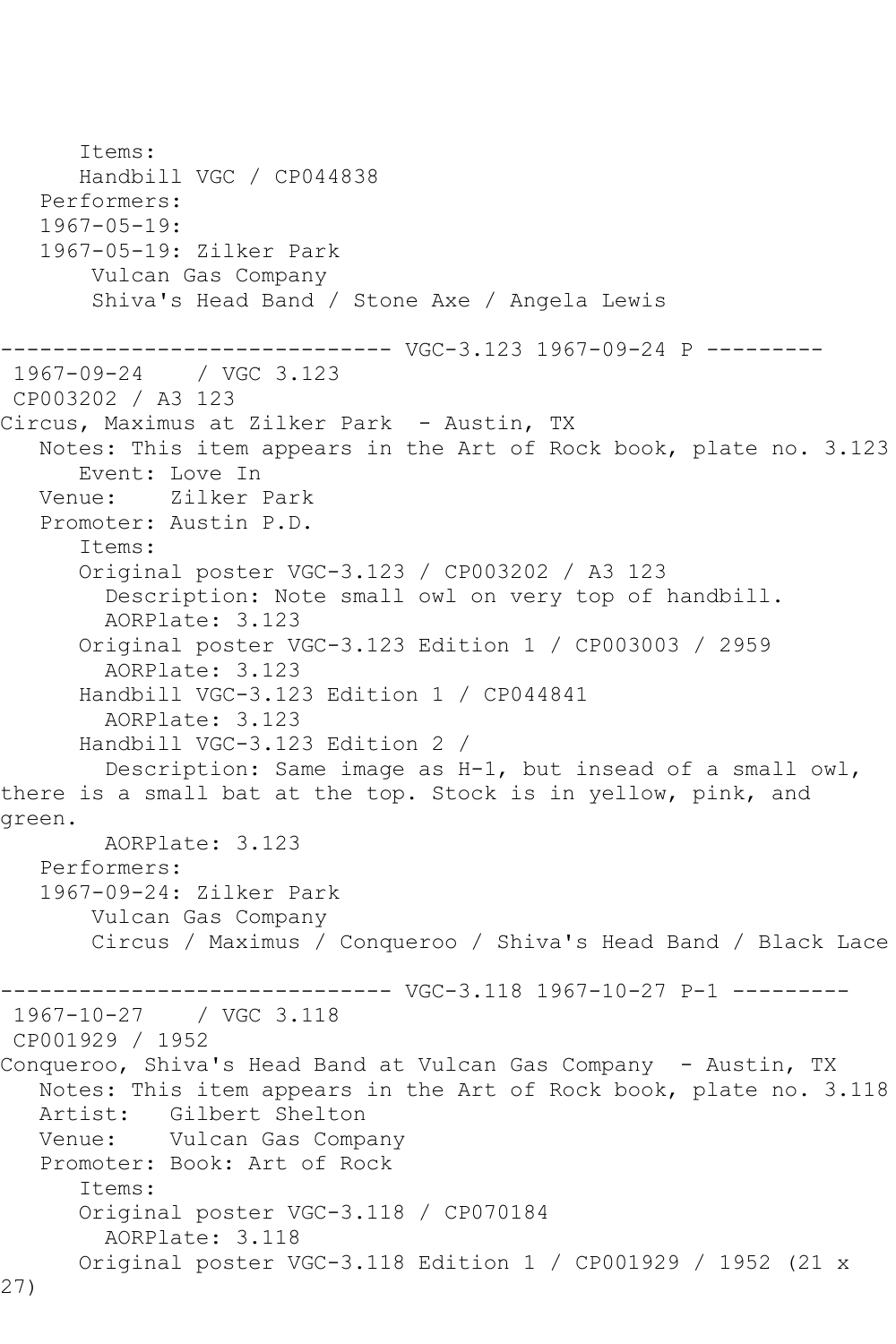Items:
Handbill VGC / CP044838
Performers:
1967-05-19:
1967-05-19: Zilker Park
Vulcan Gas Company
Shiva's Head Band / Stone Axe / Angela Lewis

------------------------------ VGC-3.123 1967-09-24 P ---------

1967-09-24 / VGC 3.123
CP003202 / A3 123
Circus, Maximus at Zilker Park - Austin, TX
Notes: This item appears in the Art of Rock book, plate no. 3.123
Event: Love In
Venue: Zilker Park
Promoter: Austin P.D.
Items:
Original poster VGC-3.123 / CP003202 / A3 123
Description: Note small owl on very top of handbill.
AORPlate: 3.123
Original poster VGC-3.123 Edition 1 / CP003003 / 2959
AORPlate: 3.123
Handbill VGC-3.123 Edition 1 / CP044841
AORPlate: 3.123
Handbill VGC-3.123 Edition 2 /
Description: Same image as H-1, but insead of a small owl, there is a small bat at the top. Stock is in yellow, pink, and green.
AORPlate: 3.123
Performers:
1967-09-24: Zilker Park
Vulcan Gas Company
Circus / Maximus / Conqueroo / Shiva's Head Band / Black Lace

------------------------------ VGC-3.118 1967-10-27 P-1 ---------

1967-10-27 / VGC 3.118
CP001929 / 1952
Conqueroo, Shiva's Head Band at Vulcan Gas Company - Austin, TX
Notes: This item appears in the Art of Rock book, plate no. 3.118
Artist: Gilbert Shelton
Venue: Vulcan Gas Company
Promoter: Book: Art of Rock
Items:
Original poster VGC-3.118 / CP070184
AORPlate: 3.118
Original poster VGC-3.118 Edition 1 / CP001929 / 1952 (21 x 27)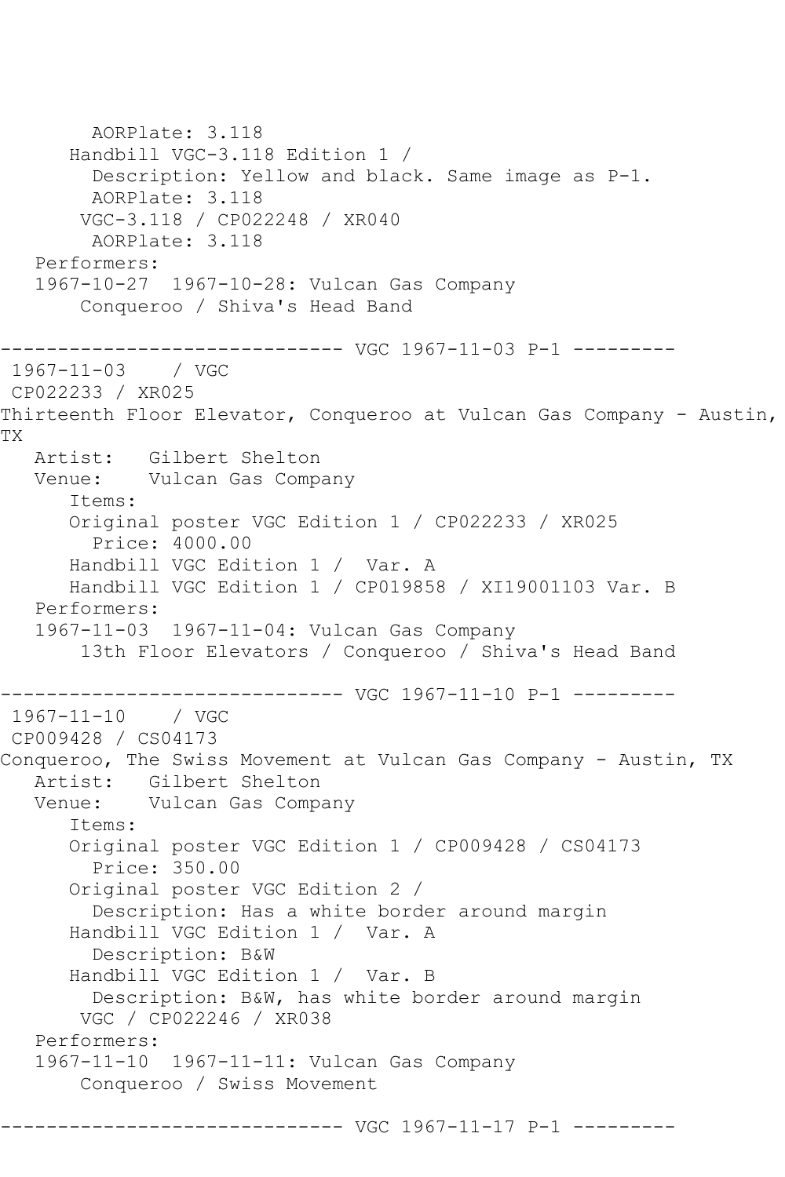```
        AORPlate: 3.118
      Handbill VGC-3.118 Edition 1 /
        Description: Yellow and black. Same image as P-1.
        AORPlate: 3.118
       VGC-3.118 / CP022248 / XR040
        AORPlate: 3.118
   Performers:
   1967-10-27  1967-10-28: Vulcan Gas Company
       Conqueroo / Shiva's Head Band

------------------------------ VGC 1967-11-03 P-1 ---------
 1967-11-03    / VGC
 CP022233 / XR025
Thirteenth Floor Elevator, Conqueroo at Vulcan Gas Company - Austin,
TX
   Artist:   Gilbert Shelton
   Venue:    Vulcan Gas Company
      Items:
      Original poster VGC Edition 1 / CP022233 / XR025
        Price: 4000.00
      Handbill VGC Edition 1 /  Var. A
      Handbill VGC Edition 1 / CP019858 / XI19001103 Var. B
   Performers:
   1967-11-03  1967-11-04: Vulcan Gas Company
       13th Floor Elevators / Conqueroo / Shiva's Head Band

------------------------------ VGC 1967-11-10 P-1 ---------
 1967-11-10    / VGC
 CP009428 / CS04173
Conqueroo, The Swiss Movement at Vulcan Gas Company - Austin, TX
   Artist:   Gilbert Shelton
   Venue:    Vulcan Gas Company
      Items:
      Original poster VGC Edition 1 / CP009428 / CS04173
        Price: 350.00
      Original poster VGC Edition 2 /
        Description: Has a white border around margin
      Handbill VGC Edition 1 /  Var. A
        Description: B&W
      Handbill VGC Edition 1 /  Var. B
        Description: B&W, has white border around margin
       VGC / CP022246 / XR038
   Performers:
   1967-11-10  1967-11-11: Vulcan Gas Company
       Conqueroo / Swiss Movement

------------------------------ VGC 1967-11-17 P-1 ---------
```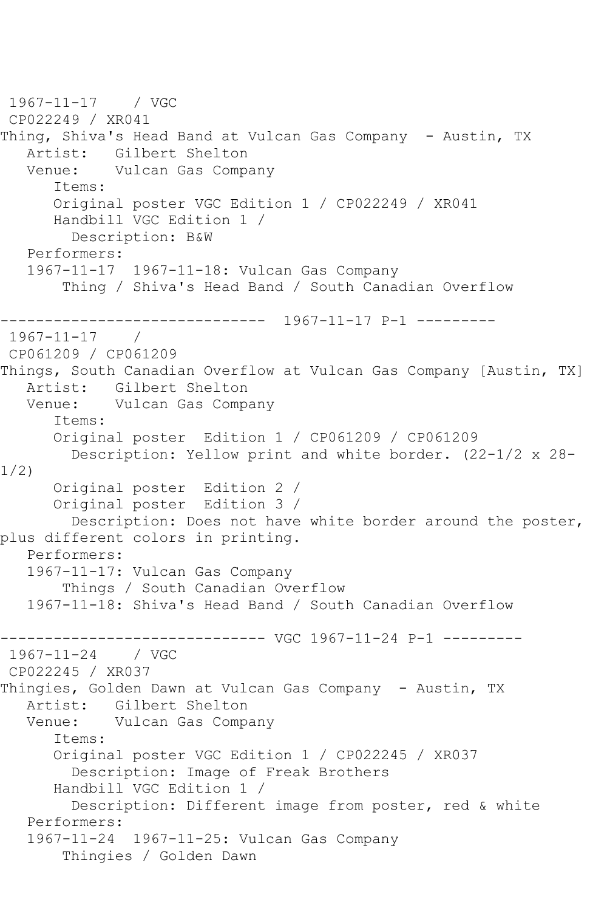1967-11-17 / VGC
CP022249 / XR041
Thing, Shiva's Head Band at Vulcan Gas Company - Austin, TX
   Artist: Gilbert Shelton
   Venue: Vulcan Gas Company
      Items:
      Original poster VGC Edition 1 / CP022249 / XR041
      Handbill VGC Edition 1 /
        Description: B&W
   Performers:
   1967-11-17 1967-11-18: Vulcan Gas Company
       Thing / Shiva's Head Band / South Canadian Overflow

------------------------------ 1967-11-17 P-1 ---------

1967-11-17 /
CP061209 / CP061209
Things, South Canadian Overflow at Vulcan Gas Company [Austin, TX]
   Artist: Gilbert Shelton
   Venue: Vulcan Gas Company
      Items:
      Original poster Edition 1 / CP061209 / CP061209
        Description: Yellow print and white border. (22-1/2 x 28-1/2)
      Original poster Edition 2 /
      Original poster Edition 3 /
        Description: Does not have white border around the poster, plus different colors in printing.
   Performers:
   1967-11-17: Vulcan Gas Company
       Things / South Canadian Overflow
   1967-11-18: Shiva's Head Band / South Canadian Overflow

------------------------------ VGC 1967-11-24 P-1 ---------

1967-11-24 / VGC
CP022245 / XR037
Thingies, Golden Dawn at Vulcan Gas Company - Austin, TX
   Artist: Gilbert Shelton
   Venue: Vulcan Gas Company
      Items:
      Original poster VGC Edition 1 / CP022245 / XR037
        Description: Image of Freak Brothers
      Handbill VGC Edition 1 /
        Description: Different image from poster, red & white
   Performers:
   1967-11-24 1967-11-25: Vulcan Gas Company
       Thingies / Golden Dawn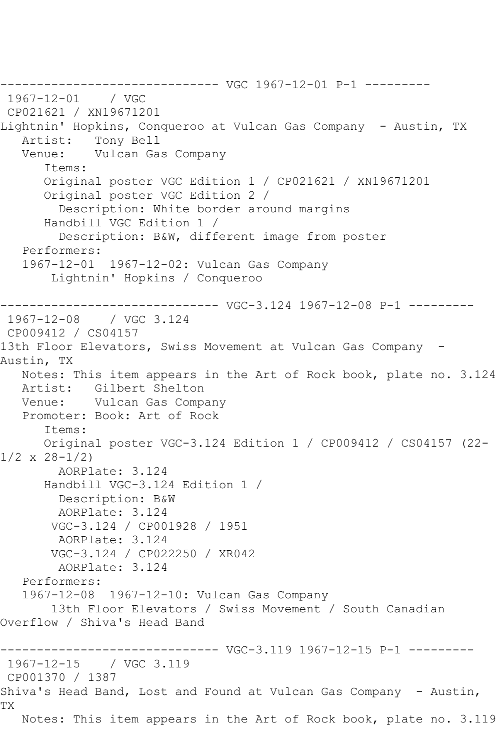------------------------------ VGC 1967-12-01 P-1 ---------

1967-12-01 / VGC

CP021621 / XN19671201

Lightnin' Hopkins, Conqueroo at Vulcan Gas Company - Austin, TX

Artist: Tony Bell

Venue: Vulcan Gas Company

Items:

Original poster VGC Edition 1 / CP021621 / XN19671201

Original poster VGC Edition 2 /

Description: White border around margins

Handbill VGC Edition 1 /

Description: B&W, different image from poster

Performers:

1967-12-01 1967-12-02: Vulcan Gas Company

Lightnin' Hopkins / Conqueroo

------------------------------ VGC-3.124 1967-12-08 P-1 ---------

1967-12-08 / VGC 3.124

CP009412 / CS04157

13th Floor Elevators, Swiss Movement at Vulcan Gas Company - Austin, TX

Notes: This item appears in the Art of Rock book, plate no. 3.124

Artist: Gilbert Shelton

Venue: Vulcan Gas Company

Promoter: Book: Art of Rock

Items:

Original poster VGC-3.124 Edition 1 / CP009412 / CS04157 (22-1/2 x 28-1/2)

AORPlate: 3.124

Handbill VGC-3.124 Edition 1 /

Description: B&W

AORPlate: 3.124

VGC-3.124 / CP001928 / 1951

AORPlate: 3.124

VGC-3.124 / CP022250 / XR042

AORPlate: 3.124

Performers:

1967-12-08 1967-12-10: Vulcan Gas Company

13th Floor Elevators / Swiss Movement / South Canadian Overflow / Shiva's Head Band

------------------------------ VGC-3.119 1967-12-15 P-1 ---------

1967-12-15 / VGC 3.119

CP001370 / 1387

Shiva's Head Band, Lost and Found at Vulcan Gas Company - Austin, TX

Notes: This item appears in the Art of Rock book, plate no. 3.119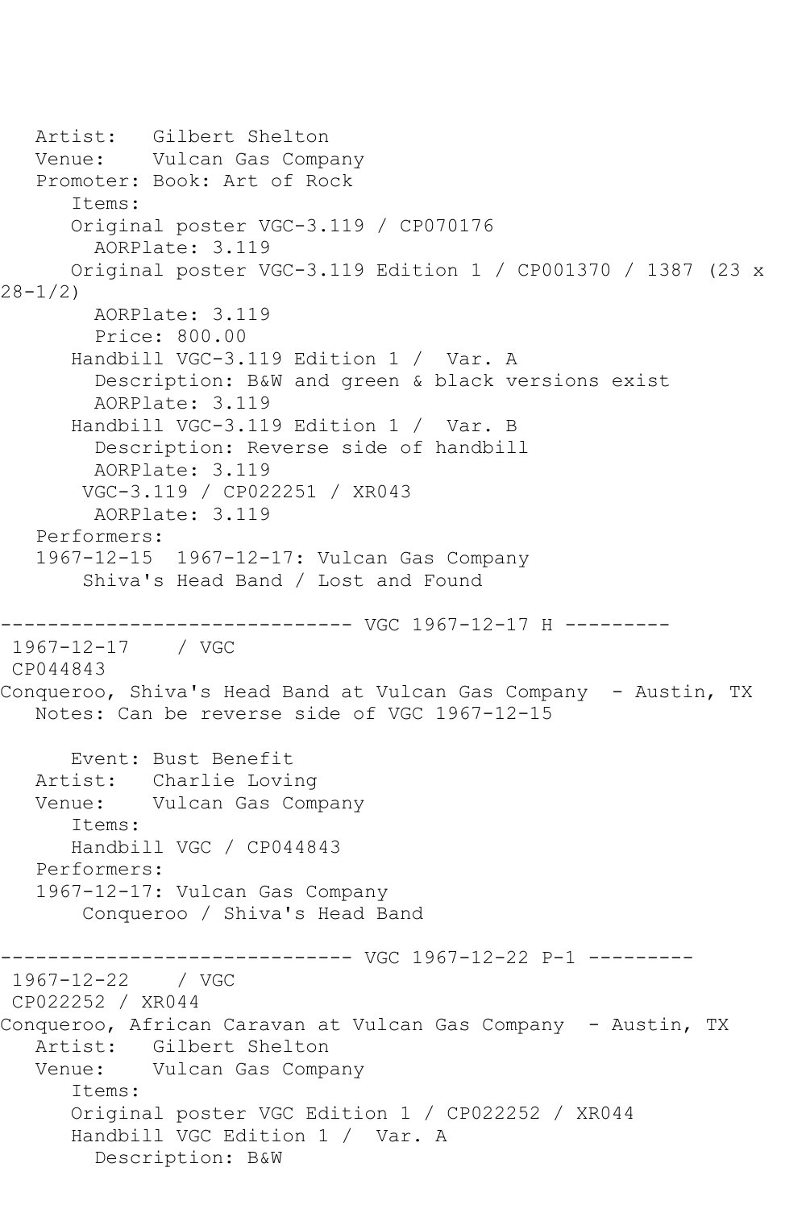Artist: Gilbert Shelton
Venue: Vulcan Gas Company
Promoter: Book: Art of Rock
Items:
Original poster VGC-3.119 / CP070176
AORPlate: 3.119
Original poster VGC-3.119 Edition 1 / CP001370 / 1387 (23 x 28-1/2)
AORPlate: 3.119
Price: 800.00
Handbill VGC-3.119 Edition 1 / Var. A
Description: B&W and green & black versions exist
AORPlate: 3.119
Handbill VGC-3.119 Edition 1 / Var. B
Description: Reverse side of handbill
AORPlate: 3.119
VGC-3.119 / CP022251 / XR043
AORPlate: 3.119
Performers:
1967-12-15 1967-12-17: Vulcan Gas Company
Shiva's Head Band / Lost and Found

------------------------------ VGC 1967-12-17 H ---------

1967-12-17 / VGC
CP044843
Conqueroo, Shiva's Head Band at Vulcan Gas Company - Austin, TX
Notes: Can be reverse side of VGC 1967-12-15

Event: Bust Benefit
Artist: Charlie Loving
Venue: Vulcan Gas Company
Items:
Handbill VGC / CP044843
Performers:
1967-12-17: Vulcan Gas Company
Conqueroo / Shiva's Head Band

------------------------------ VGC 1967-12-22 P-1 ---------

1967-12-22 / VGC
CP022252 / XR044
Conqueroo, African Caravan at Vulcan Gas Company - Austin, TX
Artist: Gilbert Shelton
Venue: Vulcan Gas Company
Items:
Original poster VGC Edition 1 / CP022252 / XR044
Handbill VGC Edition 1 / Var. A
Description: B&W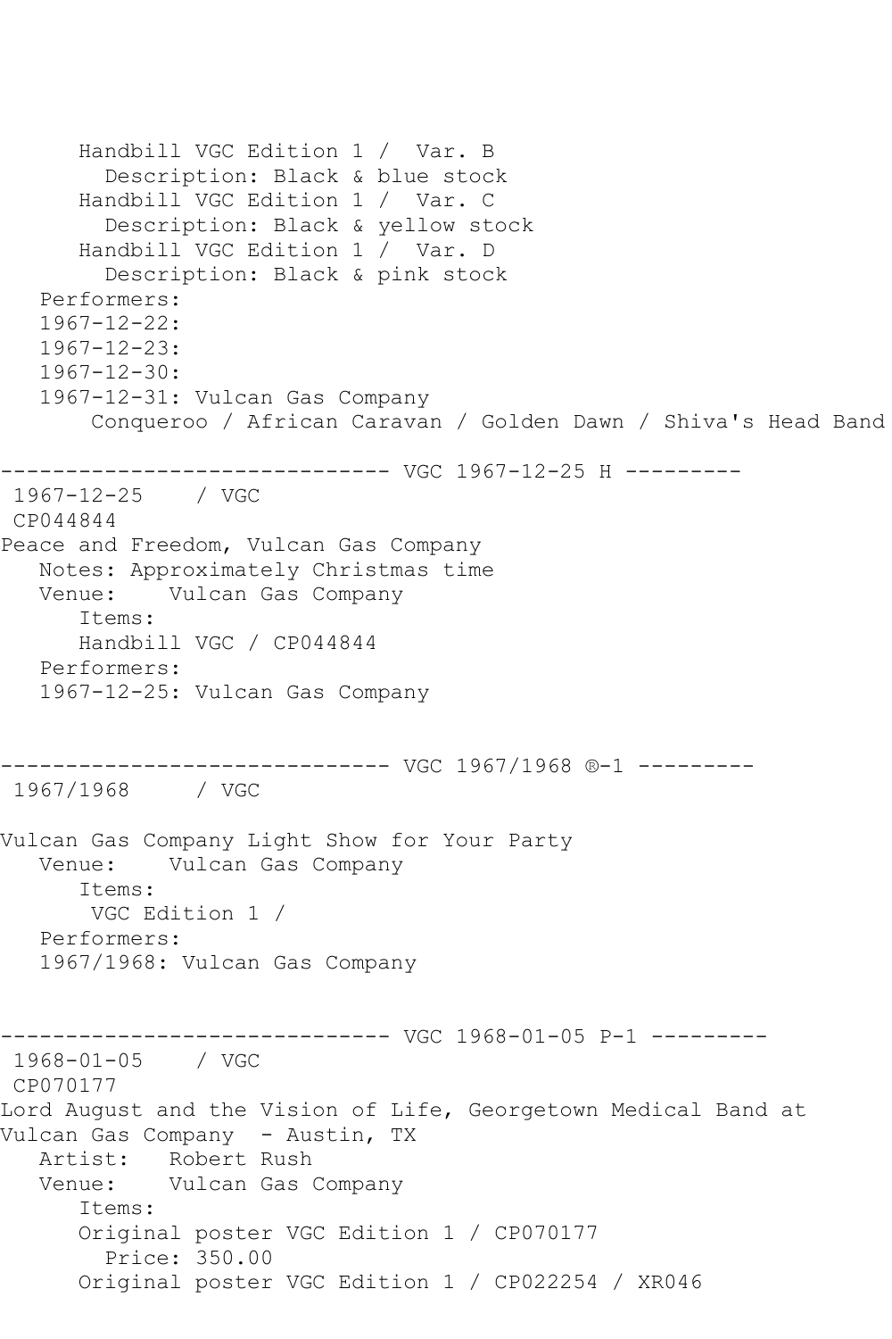```
      Handbill VGC Edition 1 /  Var. B
        Description: Black & blue stock
      Handbill VGC Edition 1 /  Var. C
        Description: Black & yellow stock
      Handbill VGC Edition 1 /  Var. D
        Description: Black & pink stock
   Performers:
   1967-12-22:
   1967-12-23:
   1967-12-30:
   1967-12-31: Vulcan Gas Company
       Conqueroo / African Caravan / Golden Dawn / Shiva's Head Band

------------------------------ VGC 1967-12-25 H ---------
 1967-12-25    / VGC
 CP044844
Peace and Freedom, Vulcan Gas Company
   Notes: Approximately Christmas time
   Venue:    Vulcan Gas Company
      Items:
      Handbill VGC / CP044844
   Performers:
   1967-12-25: Vulcan Gas Company


------------------------------ VGC 1967/1968 ®-1 ---------
 1967/1968     / VGC

Vulcan Gas Company Light Show for Your Party
   Venue:    Vulcan Gas Company
      Items:
       VGC Edition 1 /
   Performers:
   1967/1968: Vulcan Gas Company


------------------------------ VGC 1968-01-05 P-1 ---------
 1968-01-05    / VGC
 CP070177
Lord August and the Vision of Life, Georgetown Medical Band at
Vulcan Gas Company  - Austin, TX
   Artist:   Robert Rush
   Venue:    Vulcan Gas Company
      Items:
      Original poster VGC Edition 1 / CP070177
        Price: 350.00
      Original poster VGC Edition 1 / CP022254 / XR046
```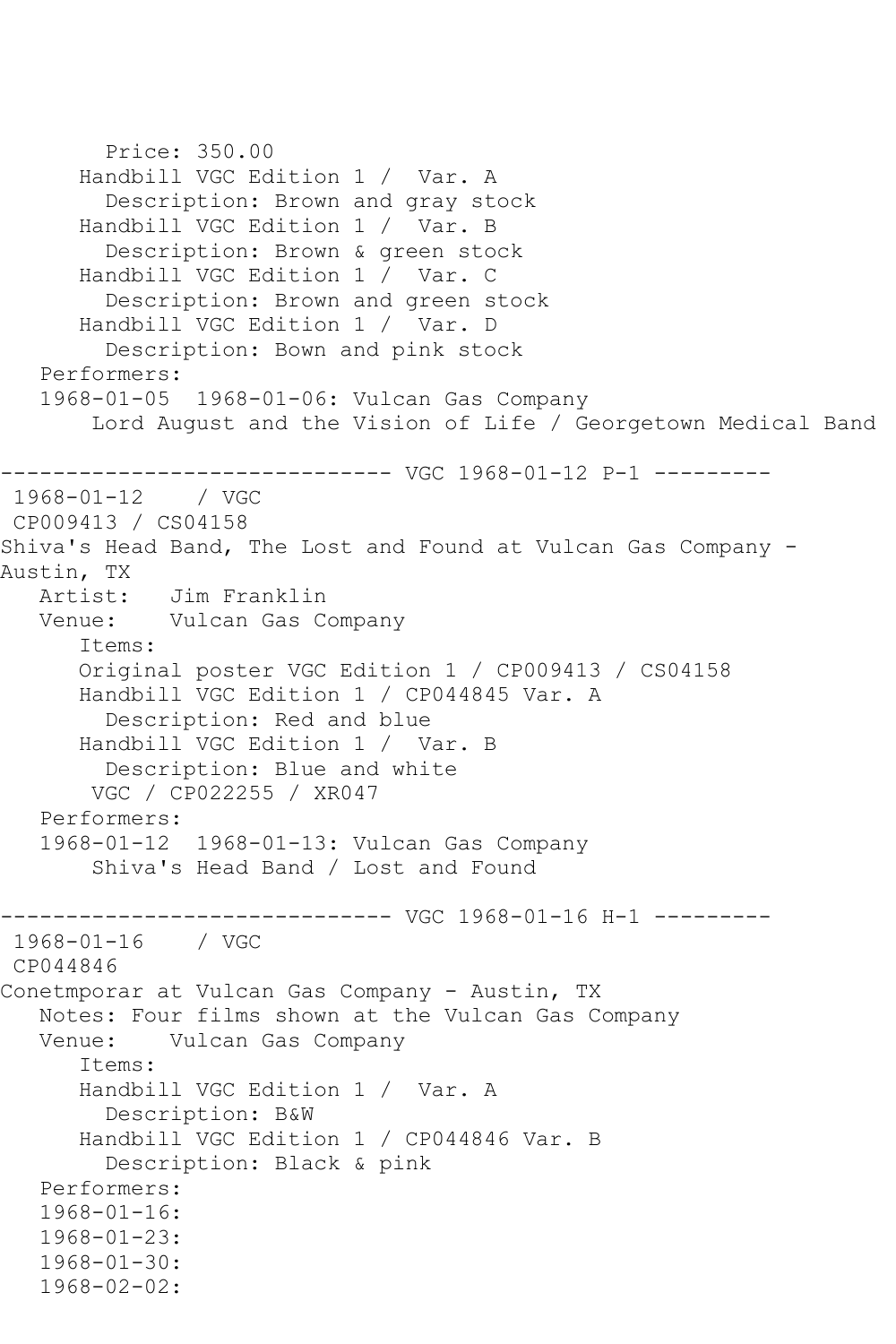```
        Price: 350.00
      Handbill VGC Edition 1 /  Var. A
        Description: Brown and gray stock
      Handbill VGC Edition 1 /  Var. B
        Description: Brown & green stock
      Handbill VGC Edition 1 /  Var. C
        Description: Brown and green stock
      Handbill VGC Edition 1 /  Var. D
        Description: Bown and pink stock
   Performers:
   1968-01-05  1968-01-06: Vulcan Gas Company
       Lord August and the Vision of Life / Georgetown Medical Band

------------------------------ VGC 1968-01-12 P-1 ---------
 1968-01-12    / VGC
 CP009413 / CS04158
Shiva's Head Band, The Lost and Found at Vulcan Gas Company - 
Austin, TX
   Artist:   Jim Franklin
   Venue:    Vulcan Gas Company
      Items:
      Original poster VGC Edition 1 / CP009413 / CS04158
      Handbill VGC Edition 1 / CP044845 Var. A
        Description: Red and blue
      Handbill VGC Edition 1 /  Var. B
        Description: Blue and white
       VGC / CP022255 / XR047
   Performers:
   1968-01-12  1968-01-13: Vulcan Gas Company
       Shiva's Head Band / Lost and Found

------------------------------ VGC 1968-01-16 H-1 ---------
 1968-01-16    / VGC
 CP044846
Conetmporar at Vulcan Gas Company - Austin, TX
   Notes: Four films shown at the Vulcan Gas Company
   Venue:    Vulcan Gas Company
      Items:
      Handbill VGC Edition 1 /  Var. A
        Description: B&W
      Handbill VGC Edition 1 / CP044846 Var. B
        Description: Black & pink
   Performers:
   1968-01-16:
   1968-01-23:
   1968-01-30:
   1968-02-02:
```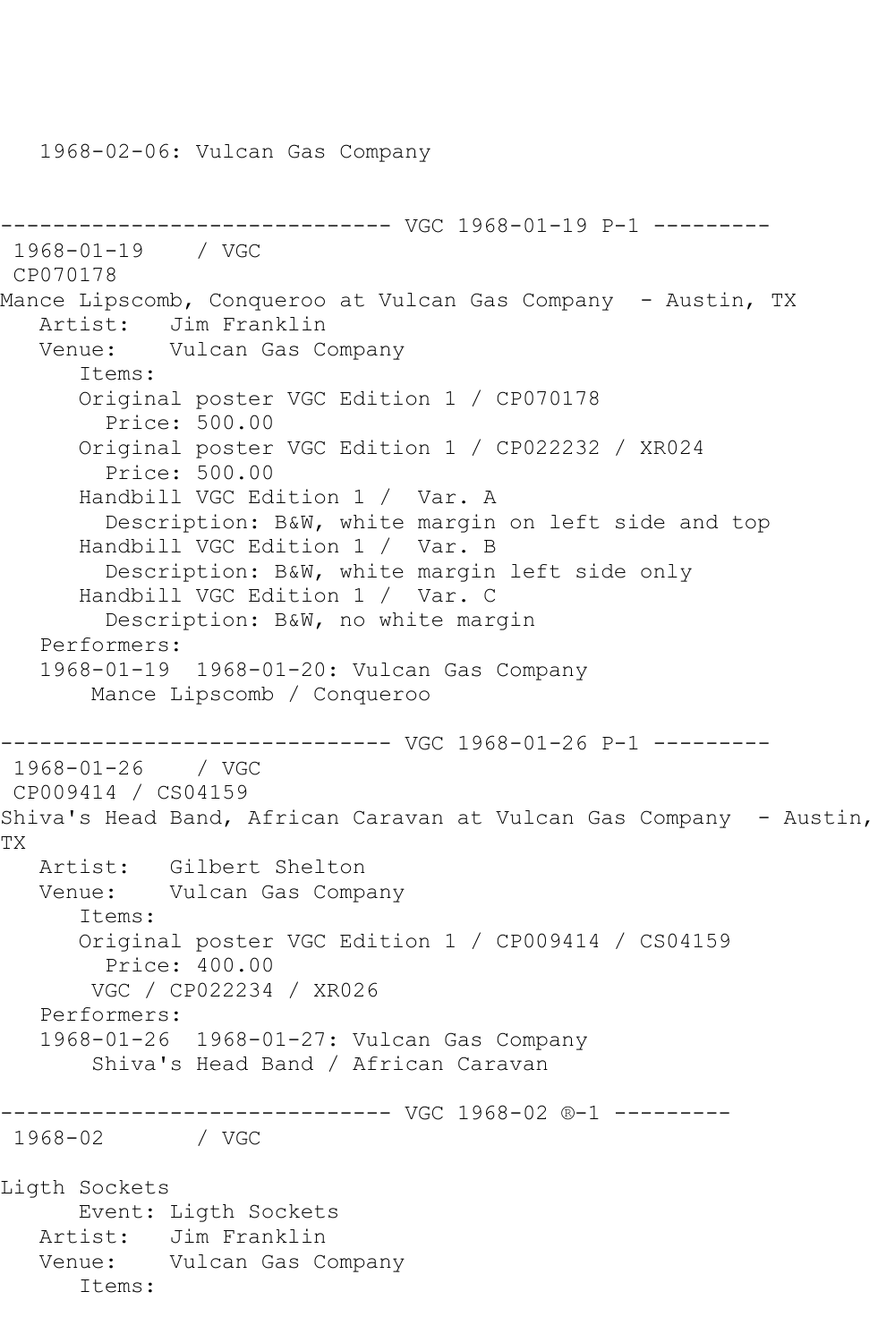1968-02-06: Vulcan Gas Company

------------------------------ VGC 1968-01-19 P-1 ---------

1968-01-19 / VGC

CP070178

Mance Lipscomb, Conqueroo at Vulcan Gas Company - Austin, TX

Artist: Jim Franklin

Venue: Vulcan Gas Company

Items:

Original poster VGC Edition 1 / CP070178

Price: 500.00

Original poster VGC Edition 1 / CP022232 / XR024

Price: 500.00

Handbill VGC Edition 1 / Var. A

Description: B&W, white margin on left side and top

Handbill VGC Edition 1 / Var. B

Description: B&W, white margin left side only

Handbill VGC Edition 1 / Var. C

Description: B&W, no white margin

Performers:

1968-01-19 1968-01-20: Vulcan Gas Company

Mance Lipscomb / Conqueroo

------------------------------ VGC 1968-01-26 P-1 ---------

1968-01-26 / VGC

CP009414 / CS04159

Shiva's Head Band, African Caravan at Vulcan Gas Company - Austin, TX

Artist: Gilbert Shelton

Venue: Vulcan Gas Company

Items:

Original poster VGC Edition 1 / CP009414 / CS04159

Price: 400.00

VGC / CP022234 / XR026

Performers:

1968-01-26 1968-01-27: Vulcan Gas Company

Shiva's Head Band / African Caravan

------------------------------ VGC 1968-02 ®-1 ---------

1968-02 / VGC

Ligth Sockets

Event: Ligth Sockets

Artist: Jim Franklin

Venue: Vulcan Gas Company

Items: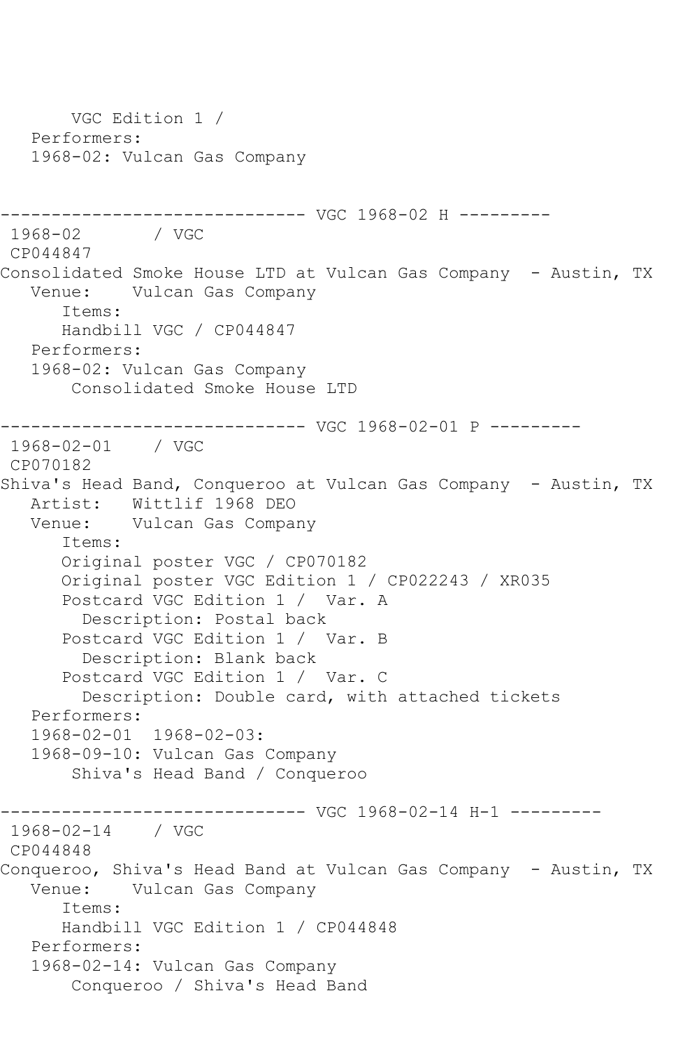```
      VGC Edition 1 / 
   Performers:
   1968-02: Vulcan Gas Company


------------------------------ VGC 1968-02 H ---------
 1968-02       / VGC
 CP044847
Consolidated Smoke House LTD at Vulcan Gas Company  - Austin, TX
   Venue:    Vulcan Gas Company
      Items:
      Handbill VGC / CP044847
   Performers:
   1968-02: Vulcan Gas Company
       Consolidated Smoke House LTD

------------------------------ VGC 1968-02-01 P ---------
 1968-02-01    / VGC
 CP070182
Shiva's Head Band, Conqueroo at Vulcan Gas Company  - Austin, TX
   Artist:   Wittlif 1968 DEO
   Venue:    Vulcan Gas Company
      Items:
      Original poster VGC / CP070182
      Original poster VGC Edition 1 / CP022243 / XR035
      Postcard VGC Edition 1 /  Var. A
        Description: Postal back
      Postcard VGC Edition 1 /  Var. B
        Description: Blank back
      Postcard VGC Edition 1 /  Var. C
        Description: Double card, with attached tickets
   Performers:
   1968-02-01  1968-02-03:
   1968-09-10: Vulcan Gas Company
       Shiva's Head Band / Conqueroo

------------------------------ VGC 1968-02-14 H-1 ---------
 1968-02-14    / VGC
 CP044848
Conqueroo, Shiva's Head Band at Vulcan Gas Company  - Austin, TX
   Venue:    Vulcan Gas Company
      Items:
      Handbill VGC Edition 1 / CP044848
   Performers:
   1968-02-14: Vulcan Gas Company
       Conqueroo / Shiva's Head Band
```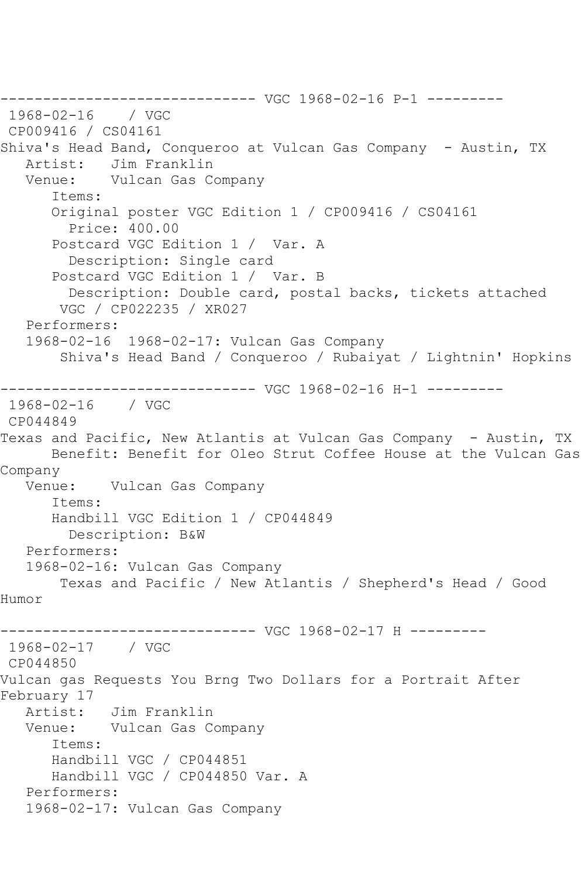------------------------------ VGC 1968-02-16 P-1 ---------

1968-02-16 / VGC
CP009416 / CS04161
Shiva's Head Band, Conqueroo at Vulcan Gas Company - Austin, TX
Artist: Jim Franklin
Venue: Vulcan Gas Company
Items:
Original poster VGC Edition 1 / CP009416 / CS04161
Price: 400.00
Postcard VGC Edition 1 / Var. A
Description: Single card
Postcard VGC Edition 1 / Var. B
Description: Double card, postal backs, tickets attached
VGC / CP022235 / XR027
Performers:
1968-02-16 1968-02-17: Vulcan Gas Company
Shiva's Head Band / Conqueroo / Rubaiyat / Lightnin' Hopkins

------------------------------ VGC 1968-02-16 H-1 ---------

1968-02-16 / VGC
CP044849
Texas and Pacific, New Atlantis at Vulcan Gas Company - Austin, TX
Benefit: Benefit for Oleo Strut Coffee House at the Vulcan Gas Company
Venue: Vulcan Gas Company
Items:
Handbill VGC Edition 1 / CP044849
Description: B&W
Performers:
1968-02-16: Vulcan Gas Company
Texas and Pacific / New Atlantis / Shepherd's Head / Good Humor

------------------------------ VGC 1968-02-17 H ---------

1968-02-17 / VGC
CP044850
Vulcan gas Requests You Brng Two Dollars for a Portrait After February 17
Artist: Jim Franklin
Venue: Vulcan Gas Company
Items:
Handbill VGC / CP044851
Handbill VGC / CP044850 Var. A
Performers:
1968-02-17: Vulcan Gas Company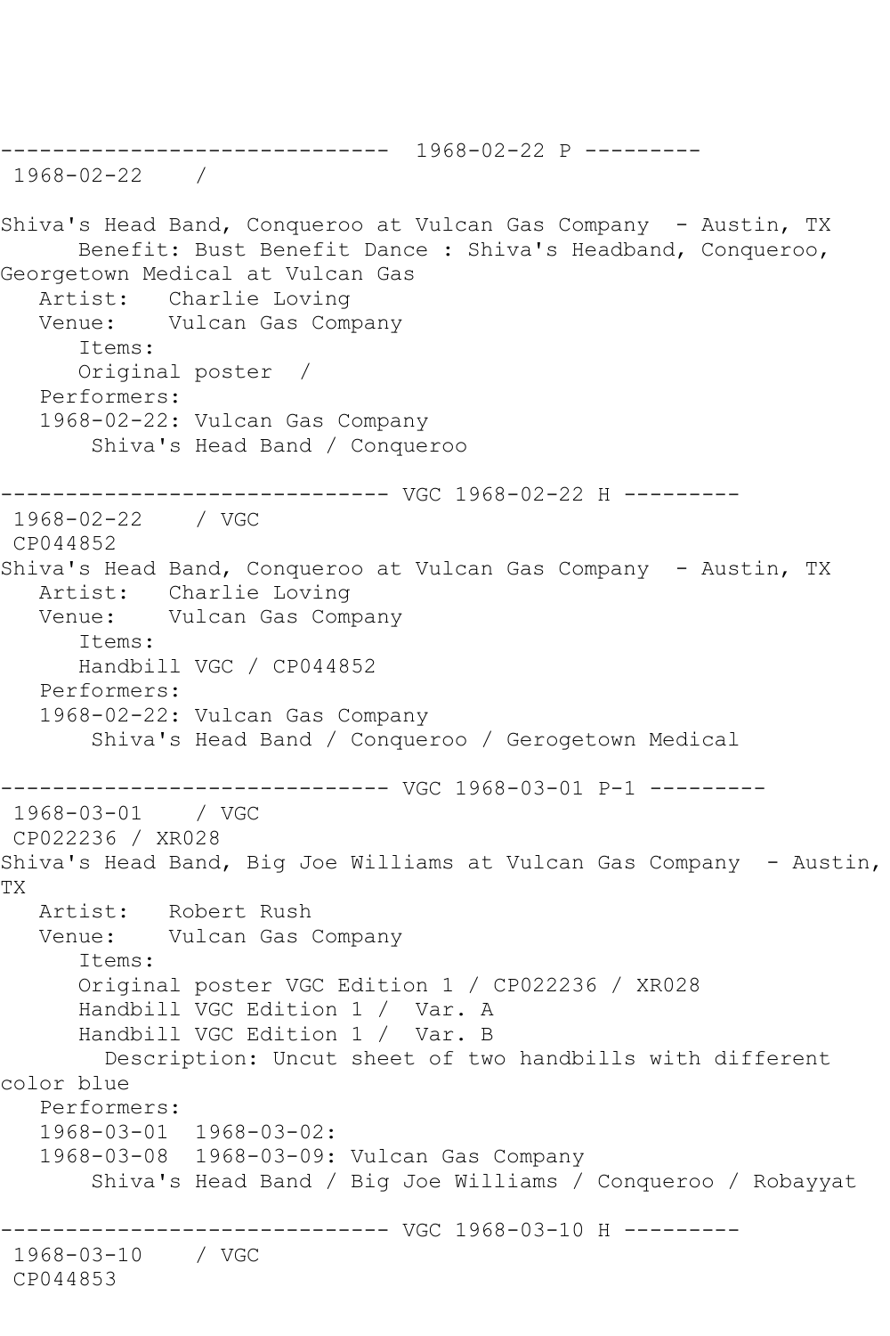------------------------------ 1968-02-22 P ---------
1968-02-22 /

Shiva's Head Band, Conqueroo at Vulcan Gas Company - Austin, TX
Benefit: Bust Benefit Dance : Shiva's Headband, Conqueroo, Georgetown Medical at Vulcan Gas
Artist: Charlie Loving
Venue: Vulcan Gas Company
Items:
Original poster /
Performers:
1968-02-22: Vulcan Gas Company
Shiva's Head Band / Conqueroo

------------------------------ VGC 1968-02-22 H ---------
1968-02-22 / VGC
CP044852
Shiva's Head Band, Conqueroo at Vulcan Gas Company - Austin, TX
Artist: Charlie Loving
Venue: Vulcan Gas Company
Items:
Handbill VGC / CP044852
Performers:
1968-02-22: Vulcan Gas Company
Shiva's Head Band / Conqueroo / Gerogetown Medical

------------------------------ VGC 1968-03-01 P-1 ---------
1968-03-01 / VGC
CP022236 / XR028
Shiva's Head Band, Big Joe Williams at Vulcan Gas Company - Austin, TX
Artist: Robert Rush
Venue: Vulcan Gas Company
Items:
Original poster VGC Edition 1 / CP022236 / XR028
Handbill VGC Edition 1 / Var. A
Handbill VGC Edition 1 / Var. B
Description: Uncut sheet of two handbills with different color blue
Performers:
1968-03-01 1968-03-02:
1968-03-08 1968-03-09: Vulcan Gas Company
Shiva's Head Band / Big Joe Williams / Conqueroo / Robayyat

------------------------------ VGC 1968-03-10 H ---------
1968-03-10 / VGC
CP044853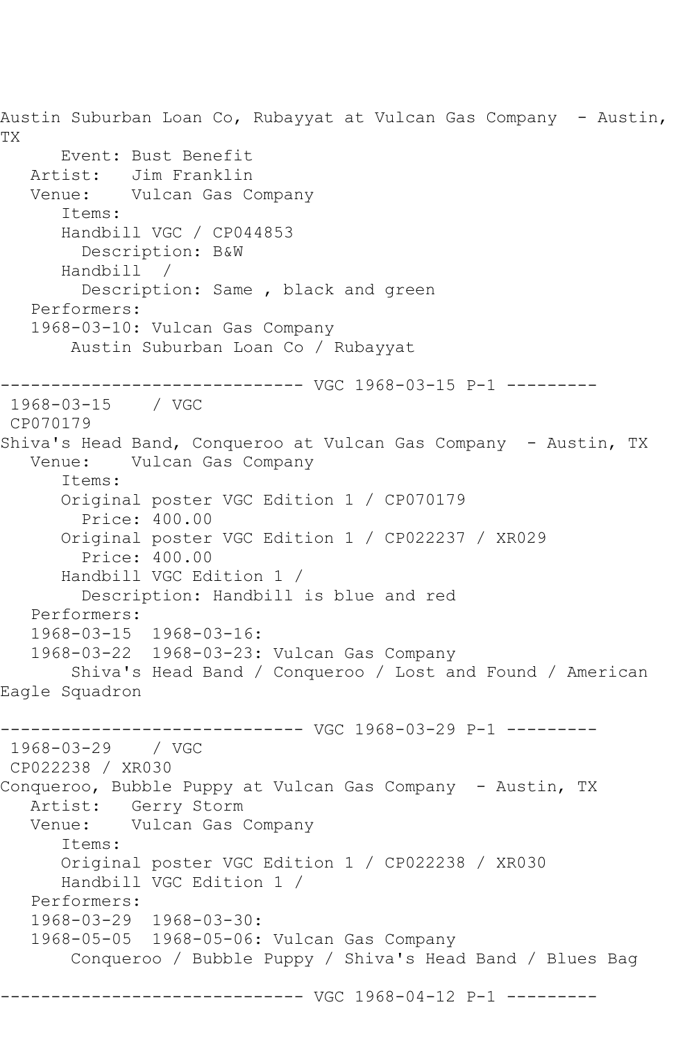Austin Suburban Loan Co, Rubayyat at Vulcan Gas Company - Austin, TX

Event: Bust Benefit
Artist: Jim Franklin
Venue: Vulcan Gas Company
Items:
Handbill VGC / CP044853
Description: B&W
Handbill /
Description: Same , black and green
Performers:
1968-03-10: Vulcan Gas Company
Austin Suburban Loan Co / Rubayyat

------------------------------ VGC 1968-03-15 P-1 ---------

1968-03-15 / VGC
CP070179
Shiva's Head Band, Conqueroo at Vulcan Gas Company - Austin, TX
Venue: Vulcan Gas Company
Items:
Original poster VGC Edition 1 / CP070179
Price: 400.00
Original poster VGC Edition 1 / CP022237 / XR029
Price: 400.00
Handbill VGC Edition 1 /
Description: Handbill is blue and red
Performers:
1968-03-15 1968-03-16:
1968-03-22 1968-03-23: Vulcan Gas Company
Shiva's Head Band / Conqueroo / Lost and Found / American Eagle Squadron

------------------------------ VGC 1968-03-29 P-1 ---------

1968-03-29 / VGC
CP022238 / XR030
Conqueroo, Bubble Puppy at Vulcan Gas Company - Austin, TX
Artist: Gerry Storm
Venue: Vulcan Gas Company
Items:
Original poster VGC Edition 1 / CP022238 / XR030
Handbill VGC Edition 1 /
Performers:
1968-03-29 1968-03-30:
1968-05-05 1968-05-06: Vulcan Gas Company
Conqueroo / Bubble Puppy / Shiva's Head Band / Blues Bag

------------------------------ VGC 1968-04-12 P-1 ---------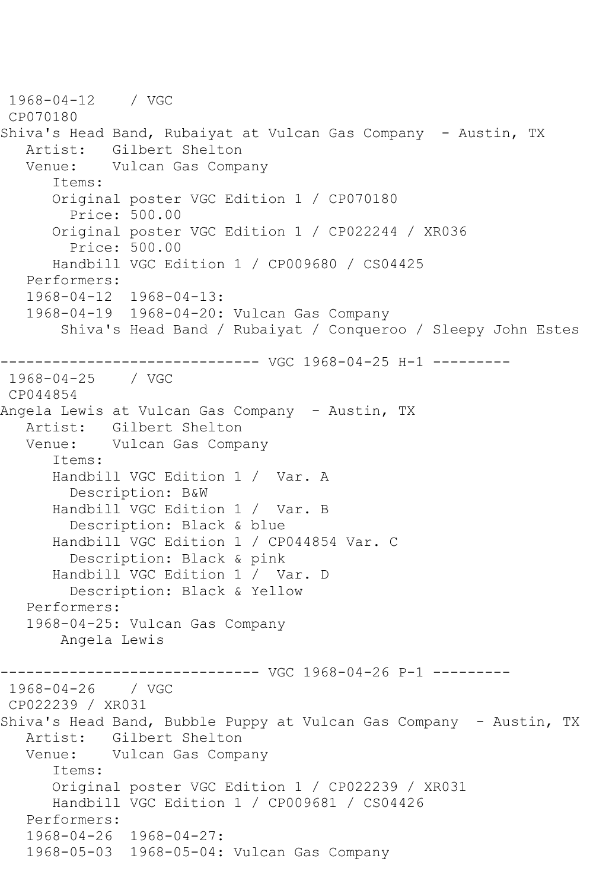1968-04-12 / VGC
CP070180
Shiva's Head Band, Rubaiyat at Vulcan Gas Company - Austin, TX
Artist: Gilbert Shelton
Venue: Vulcan Gas Company
Items:
Original poster VGC Edition 1 / CP070180
Price: 500.00
Original poster VGC Edition 1 / CP022244 / XR036
Price: 500.00
Handbill VGC Edition 1 / CP009680 / CS04425
Performers:
1968-04-12 1968-04-13:
1968-04-19 1968-04-20: Vulcan Gas Company
Shiva's Head Band / Rubaiyat / Conqueroo / Sleepy John Estes

------------------------------ VGC 1968-04-25 H-1 ---------

1968-04-25 / VGC
CP044854
Angela Lewis at Vulcan Gas Company - Austin, TX
Artist: Gilbert Shelton
Venue: Vulcan Gas Company
Items:
Handbill VGC Edition 1 / Var. A
Description: B&W
Handbill VGC Edition 1 / Var. B
Description: Black & blue
Handbill VGC Edition 1 / CP044854 Var. C
Description: Black & pink
Handbill VGC Edition 1 / Var. D
Description: Black & Yellow
Performers:
1968-04-25: Vulcan Gas Company
Angela Lewis

------------------------------ VGC 1968-04-26 P-1 ---------

1968-04-26 / VGC
CP022239 / XR031
Shiva's Head Band, Bubble Puppy at Vulcan Gas Company - Austin, TX
Artist: Gilbert Shelton
Venue: Vulcan Gas Company
Items:
Original poster VGC Edition 1 / CP022239 / XR031
Handbill VGC Edition 1 / CP009681 / CS04426
Performers:
1968-04-26 1968-04-27:
1968-05-03 1968-05-04: Vulcan Gas Company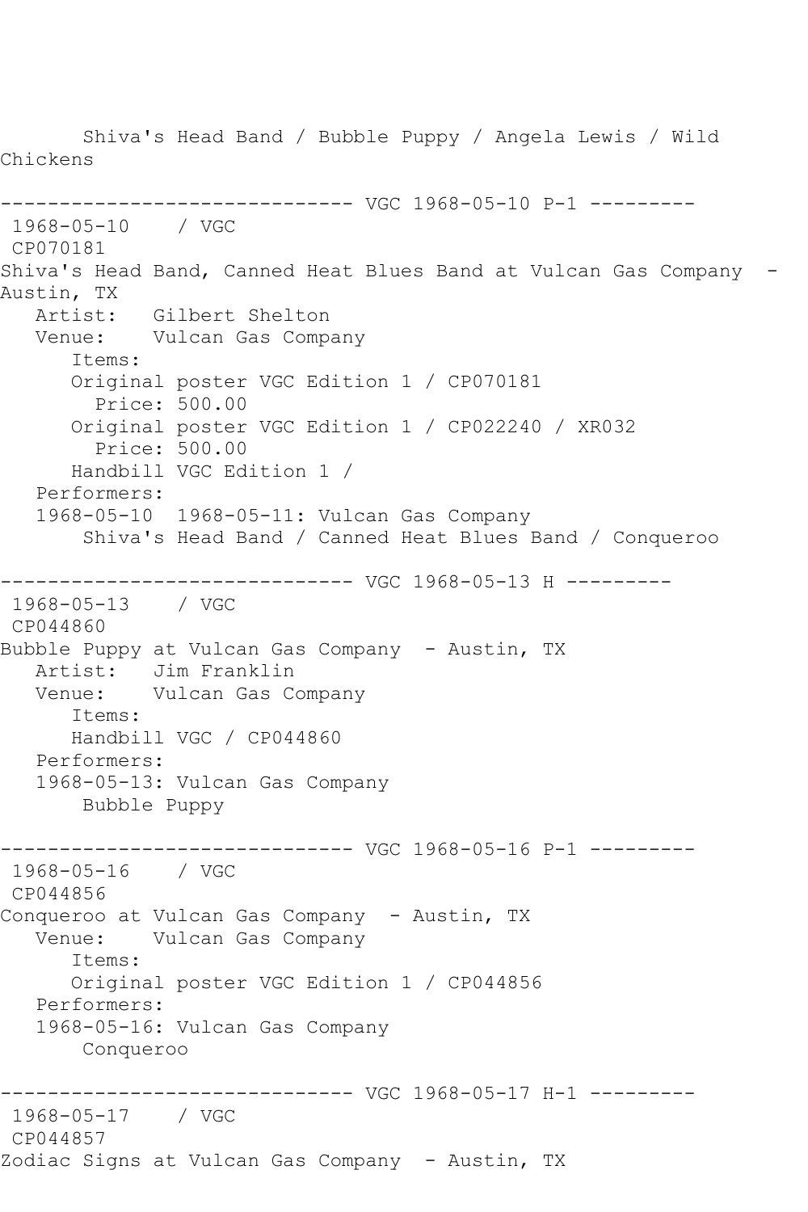Shiva's Head Band / Bubble Puppy / Angela Lewis / Wild Chickens

------------------------------ VGC 1968-05-10 P-1 ---------
1968-05-10 / VGC
CP070181
Shiva's Head Band, Canned Heat Blues Band at Vulcan Gas Company - Austin, TX
Artist: Gilbert Shelton
Venue: Vulcan Gas Company
Items:
Original poster VGC Edition 1 / CP070181
Price: 500.00
Original poster VGC Edition 1 / CP022240 / XR032
Price: 500.00
Handbill VGC Edition 1 /
Performers:
1968-05-10 1968-05-11: Vulcan Gas Company
Shiva's Head Band / Canned Heat Blues Band / Conqueroo

------------------------------ VGC 1968-05-13 H ---------
1968-05-13 / VGC
CP044860
Bubble Puppy at Vulcan Gas Company - Austin, TX
Artist: Jim Franklin
Venue: Vulcan Gas Company
Items:
Handbill VGC / CP044860
Performers:
1968-05-13: Vulcan Gas Company
Bubble Puppy

------------------------------ VGC 1968-05-16 P-1 ---------
1968-05-16 / VGC
CP044856
Conqueroo at Vulcan Gas Company - Austin, TX
Venue: Vulcan Gas Company
Items:
Original poster VGC Edition 1 / CP044856
Performers:
1968-05-16: Vulcan Gas Company
Conqueroo

------------------------------ VGC 1968-05-17 H-1 ---------
1968-05-17 / VGC
CP044857
Zodiac Signs at Vulcan Gas Company - Austin, TX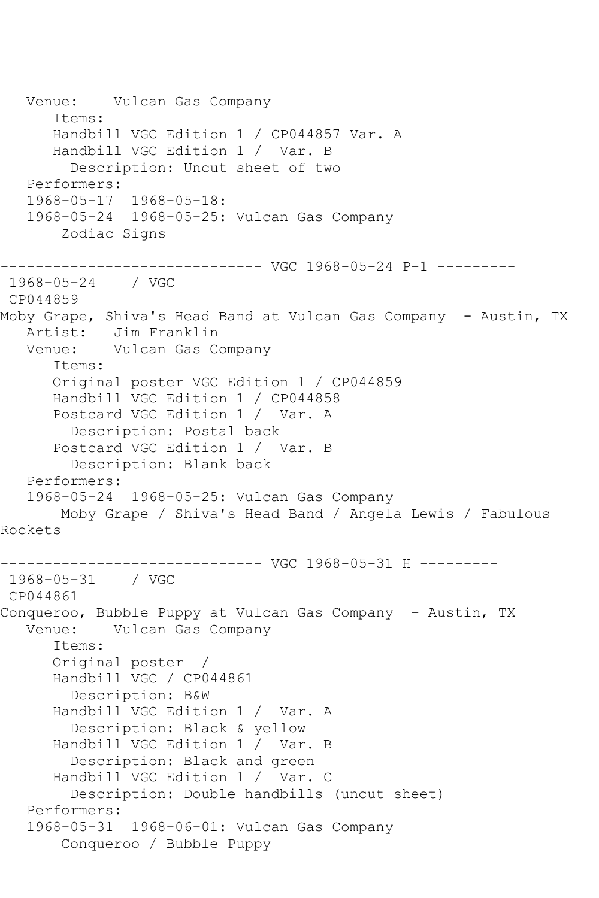Venue: Vulcan Gas Company
Items:
Handbill VGC Edition 1 / CP044857 Var. A
Handbill VGC Edition 1 / Var. B
Description: Uncut sheet of two
Performers:
1968-05-17 1968-05-18:
1968-05-24 1968-05-25: Vulcan Gas Company
Zodiac Signs

------------------------------ VGC 1968-05-24 P-1 ---------

1968-05-24 / VGC
CP044859
Moby Grape, Shiva's Head Band at Vulcan Gas Company - Austin, TX
Artist: Jim Franklin
Venue: Vulcan Gas Company
Items:
Original poster VGC Edition 1 / CP044859
Handbill VGC Edition 1 / CP044858
Postcard VGC Edition 1 / Var. A
Description: Postal back
Postcard VGC Edition 1 / Var. B
Description: Blank back
Performers:
1968-05-24 1968-05-25: Vulcan Gas Company
Moby Grape / Shiva's Head Band / Angela Lewis / Fabulous Rockets

------------------------------ VGC 1968-05-31 H ---------

1968-05-31 / VGC
CP044861
Conqueroo, Bubble Puppy at Vulcan Gas Company - Austin, TX
Venue: Vulcan Gas Company
Items:
Original poster /
Handbill VGC / CP044861
Description: B&W
Handbill VGC Edition 1 / Var. A
Description: Black & yellow
Handbill VGC Edition 1 / Var. B
Description: Black and green
Handbill VGC Edition 1 / Var. C
Description: Double handbills (uncut sheet)
Performers:
1968-05-31 1968-06-01: Vulcan Gas Company
Conqueroo / Bubble Puppy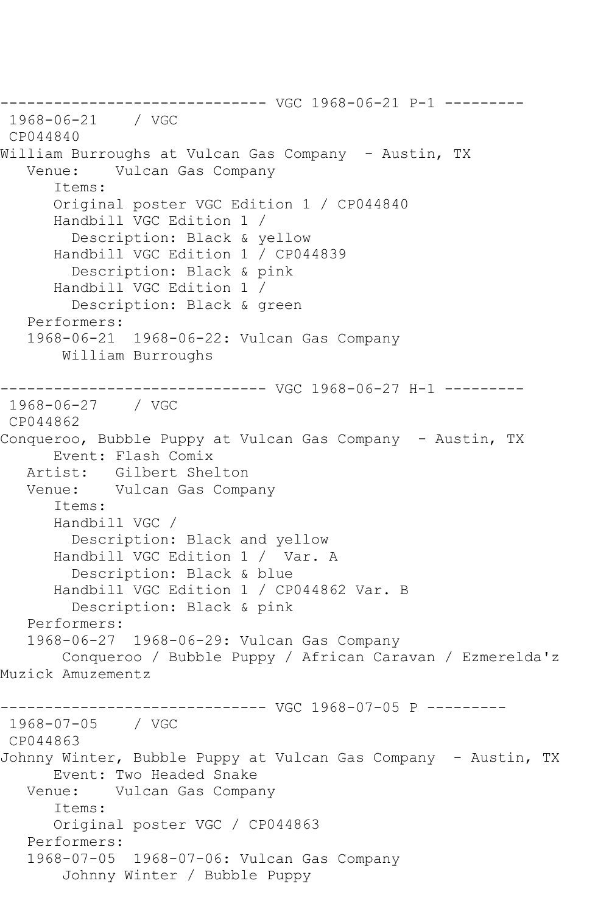------------------------------ VGC 1968-06-21 P-1 ---------

1968-06-21 / VGC

CP044840

William Burroughs at Vulcan Gas Company - Austin, TX

Venue: Vulcan Gas Company

Items:

Original poster VGC Edition 1 / CP044840

Handbill VGC Edition 1 /

Description: Black & yellow

Handbill VGC Edition 1 / CP044839

Description: Black & pink

Handbill VGC Edition 1 /

Description: Black & green

Performers:

1968-06-21 1968-06-22: Vulcan Gas Company

William Burroughs

------------------------------ VGC 1968-06-27 H-1 ---------

1968-06-27 / VGC

CP044862

Conqueroo, Bubble Puppy at Vulcan Gas Company - Austin, TX

Event: Flash Comix

Artist: Gilbert Shelton

Venue: Vulcan Gas Company

Items:

Handbill VGC /

Description: Black and yellow

Handbill VGC Edition 1 / Var. A

Description: Black & blue

Handbill VGC Edition 1 / CP044862 Var. B

Description: Black & pink

Performers:

1968-06-27 1968-06-29: Vulcan Gas Company

Conqueroo / Bubble Puppy / African Caravan / Ezmerelda'z Muzick Amuzementz

------------------------------ VGC 1968-07-05 P ---------

1968-07-05 / VGC

CP044863

Johnny Winter, Bubble Puppy at Vulcan Gas Company - Austin, TX

Event: Two Headed Snake

Venue: Vulcan Gas Company

Items:

Original poster VGC / CP044863

Performers:

1968-07-05 1968-07-06: Vulcan Gas Company

Johnny Winter / Bubble Puppy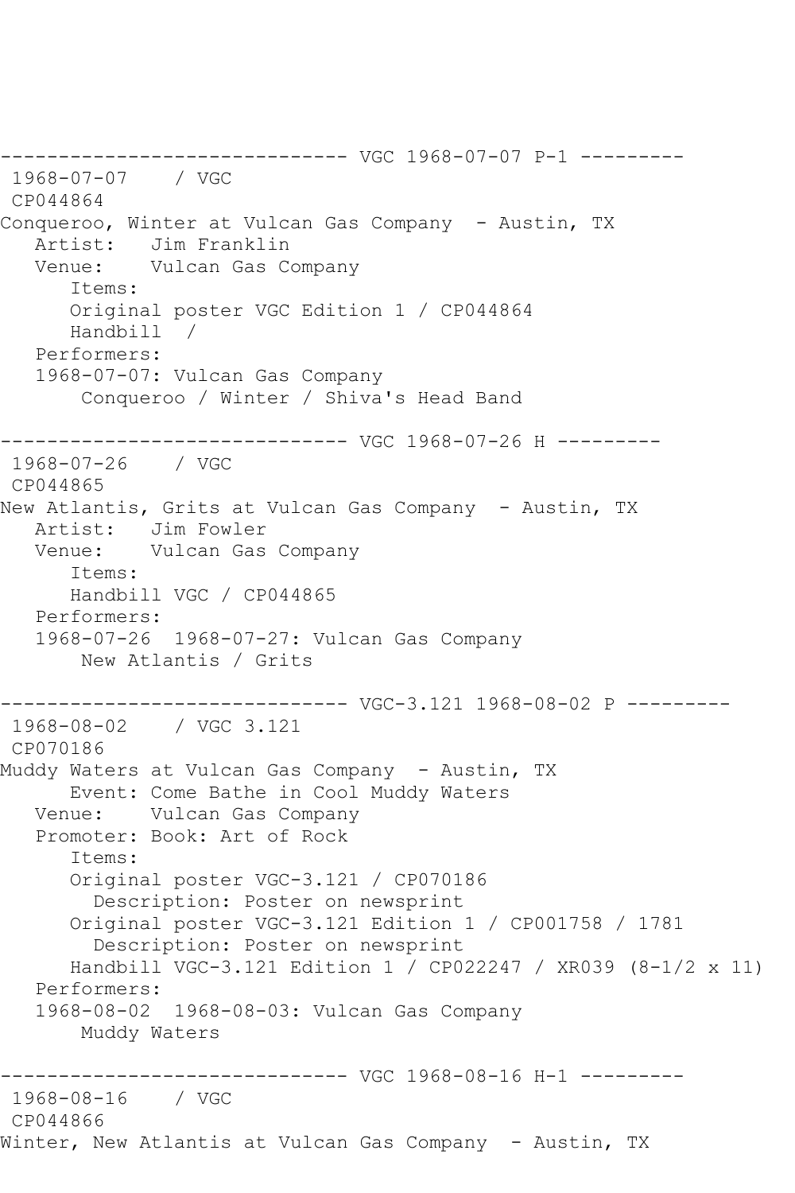```
------------------------------ VGC 1968-07-07 P-1 ---------
 1968-07-07    / VGC
 CP044864
Conqueroo, Winter at Vulcan Gas Company  - Austin, TX
   Artist:   Jim Franklin
   Venue:    Vulcan Gas Company
      Items:
      Original poster VGC Edition 1 / CP044864
      Handbill  /
   Performers:
   1968-07-07: Vulcan Gas Company
       Conqueroo / Winter / Shiva's Head Band

------------------------------ VGC 1968-07-26 H ---------
 1968-07-26    / VGC
 CP044865
New Atlantis, Grits at Vulcan Gas Company  - Austin, TX
   Artist:   Jim Fowler
   Venue:    Vulcan Gas Company
      Items:
      Handbill VGC / CP044865
   Performers:
   1968-07-26  1968-07-27: Vulcan Gas Company
       New Atlantis / Grits

------------------------------ VGC-3.121 1968-08-02 P ---------
 1968-08-02    / VGC 3.121
 CP070186
Muddy Waters at Vulcan Gas Company  - Austin, TX
      Event: Come Bathe in Cool Muddy Waters
   Venue:    Vulcan Gas Company
   Promoter: Book: Art of Rock
      Items:
      Original poster VGC-3.121 / CP070186
        Description: Poster on newsprint
      Original poster VGC-3.121 Edition 1 / CP001758 / 1781
        Description: Poster on newsprint
      Handbill VGC-3.121 Edition 1 / CP022247 / XR039 (8-1/2 x 11)
   Performers:
   1968-08-02  1968-08-03: Vulcan Gas Company
       Muddy Waters

------------------------------ VGC 1968-08-16 H-1 ---------
 1968-08-16    / VGC
 CP044866
Winter, New Atlantis at Vulcan Gas Company  - Austin, TX
```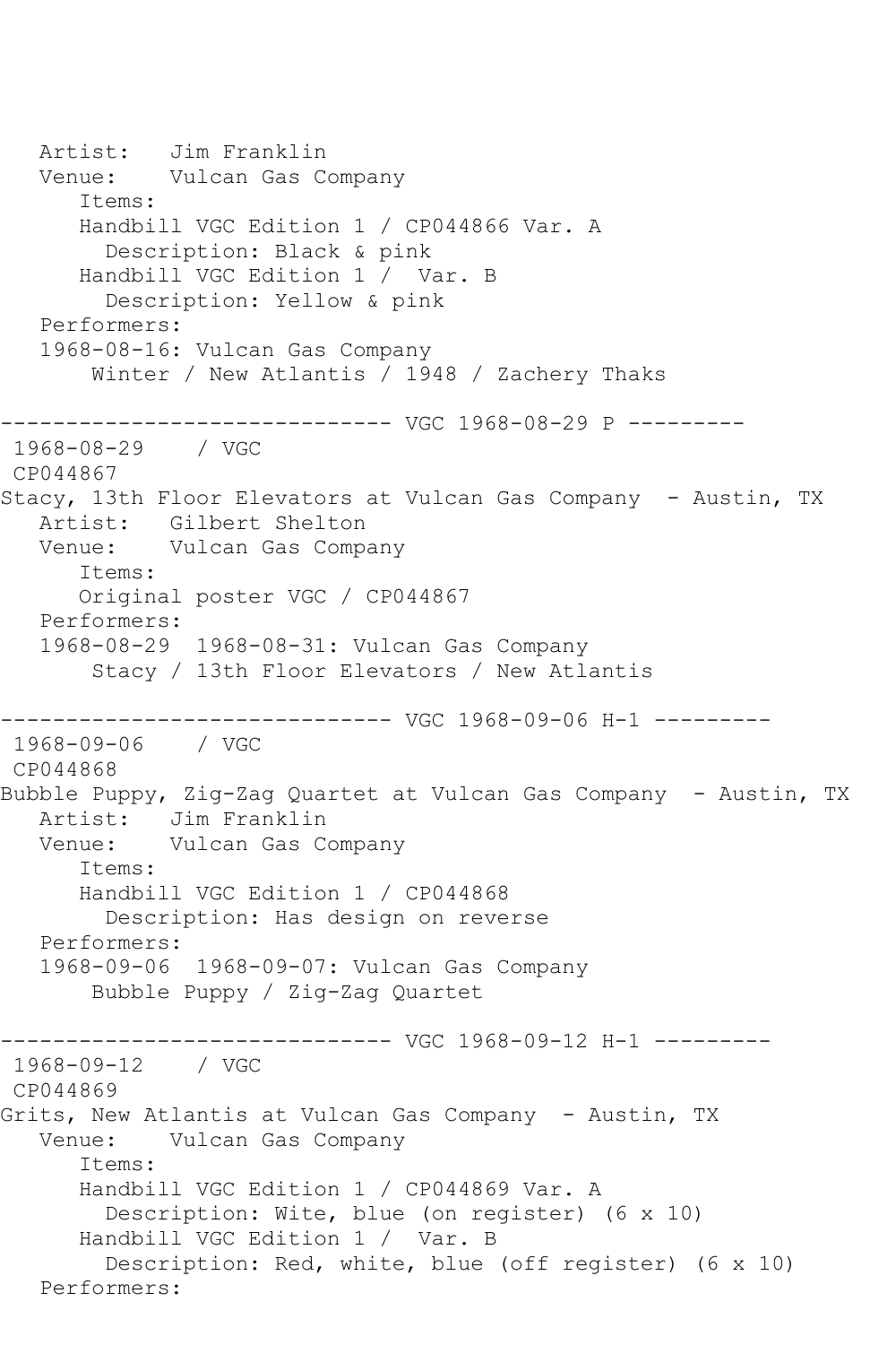```
   Artist:   Jim Franklin
   Venue:    Vulcan Gas Company
      Items:
      Handbill VGC Edition 1 / CP044866 Var. A
        Description: Black & pink
      Handbill VGC Edition 1 /  Var. B
        Description: Yellow & pink
   Performers:
   1968-08-16: Vulcan Gas Company
       Winter / New Atlantis / 1948 / Zachery Thaks

------------------------------ VGC 1968-08-29 P ---------
 1968-08-29    / VGC
 CP044867
Stacy, 13th Floor Elevators at Vulcan Gas Company  - Austin, TX
   Artist:   Gilbert Shelton
   Venue:    Vulcan Gas Company
      Items:
      Original poster VGC / CP044867
   Performers:
   1968-08-29  1968-08-31: Vulcan Gas Company
       Stacy / 13th Floor Elevators / New Atlantis

------------------------------ VGC 1968-09-06 H-1 ---------
 1968-09-06    / VGC
 CP044868
Bubble Puppy, Zig-Zag Quartet at Vulcan Gas Company  - Austin, TX
   Artist:   Jim Franklin
   Venue:    Vulcan Gas Company
      Items:
      Handbill VGC Edition 1 / CP044868
        Description: Has design on reverse
   Performers:
   1968-09-06  1968-09-07: Vulcan Gas Company
       Bubble Puppy / Zig-Zag Quartet

------------------------------ VGC 1968-09-12 H-1 ---------
 1968-09-12    / VGC
 CP044869
Grits, New Atlantis at Vulcan Gas Company  - Austin, TX
   Venue:    Vulcan Gas Company
      Items:
      Handbill VGC Edition 1 / CP044869 Var. A
        Description: Wite, blue (on register) (6 x 10)
      Handbill VGC Edition 1 /  Var. B
        Description: Red, white, blue (off register) (6 x 10)
   Performers:
```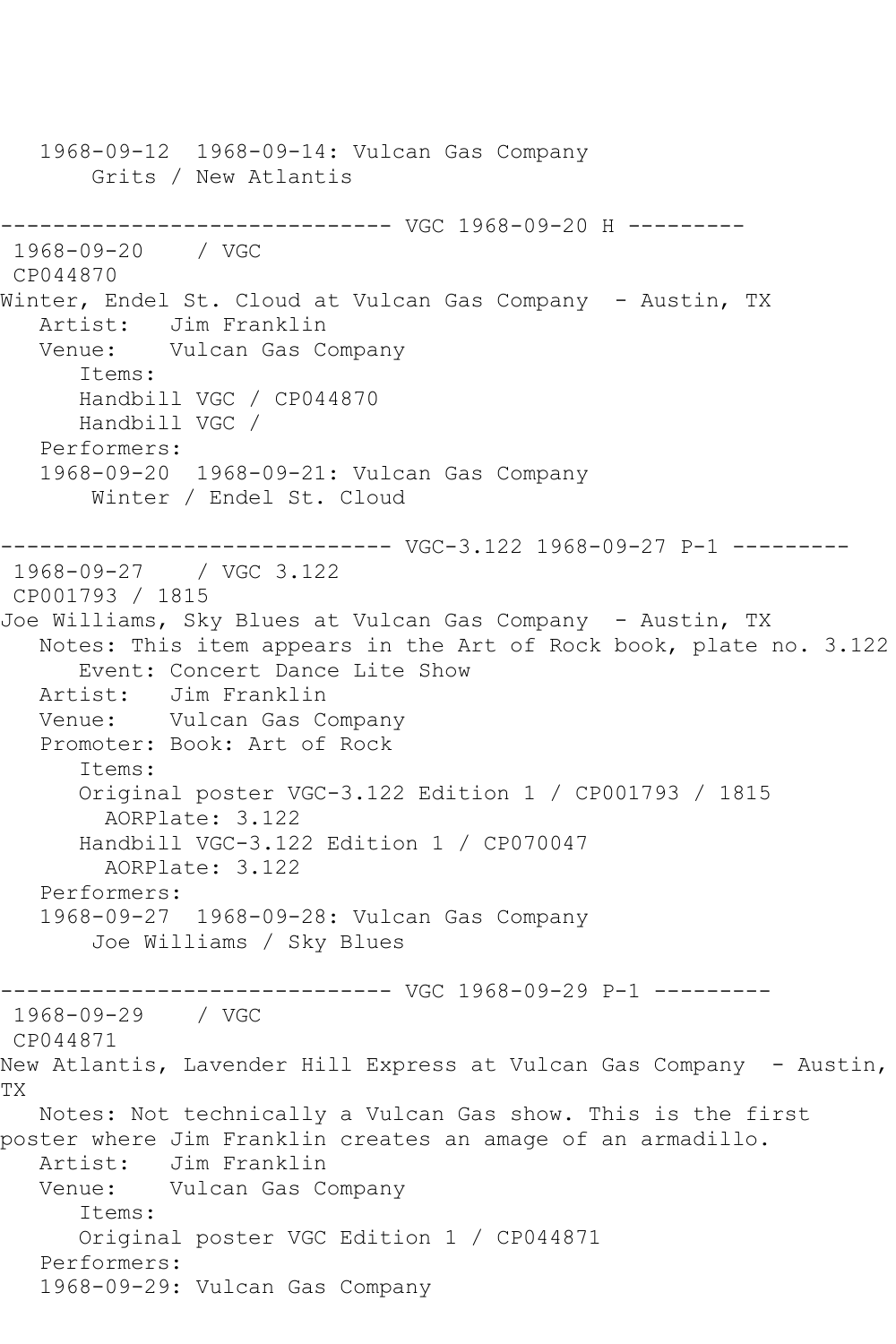1968-09-12  1968-09-14: Vulcan Gas Company
Grits / New Atlantis

------------------------------ VGC 1968-09-20 H ---------

1968-09-20    / VGC
CP044870
Winter, Endel St. Cloud at Vulcan Gas Company  - Austin, TX
   Artist:   Jim Franklin
   Venue:    Vulcan Gas Company
      Items:
      Handbill VGC / CP044870
      Handbill VGC /
   Performers:
   1968-09-20  1968-09-21: Vulcan Gas Company
       Winter / Endel St. Cloud

------------------------------ VGC-3.122 1968-09-27 P-1 ---------

1968-09-27    / VGC 3.122
CP001793 / 1815
Joe Williams, Sky Blues at Vulcan Gas Company  - Austin, TX
   Notes: This item appears in the Art of Rock book, plate no. 3.122
      Event: Concert Dance Lite Show
   Artist:   Jim Franklin
   Venue:    Vulcan Gas Company
   Promoter: Book: Art of Rock
      Items:
      Original poster VGC-3.122 Edition 1 / CP001793 / 1815
        AORPlate: 3.122
      Handbill VGC-3.122 Edition 1 / CP070047
        AORPlate: 3.122
   Performers:
   1968-09-27  1968-09-28: Vulcan Gas Company
       Joe Williams / Sky Blues

------------------------------ VGC 1968-09-29 P-1 ---------

1968-09-29    / VGC
CP044871
New Atlantis, Lavender Hill Express at Vulcan Gas Company  - Austin, TX
   Notes: Not technically a Vulcan Gas show. This is the first poster where Jim Franklin creates an amage of an armadillo.
   Artist:   Jim Franklin
   Venue:    Vulcan Gas Company
      Items:
      Original poster VGC Edition 1 / CP044871
   Performers:
   1968-09-29: Vulcan Gas Company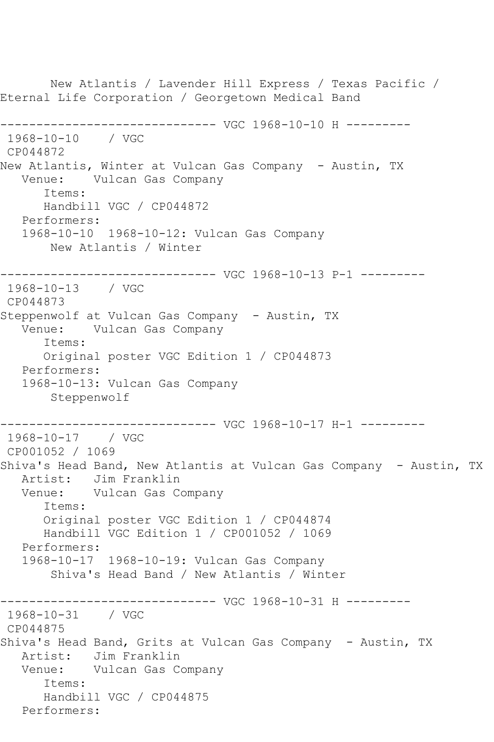```
       New Atlantis / Lavender Hill Express / Texas Pacific / 
Eternal Life Corporation / Georgetown Medical Band

------------------------------ VGC 1968-10-10 H ---------
 1968-10-10    / VGC 
 CP044872
New Atlantis, Winter at Vulcan Gas Company  - Austin, TX
   Venue:    Vulcan Gas Company
      Items:
      Handbill VGC / CP044872
   Performers:
   1968-10-10  1968-10-12: Vulcan Gas Company
       New Atlantis / Winter

------------------------------ VGC 1968-10-13 P-1 ---------
 1968-10-13    / VGC 
 CP044873
Steppenwolf at Vulcan Gas Company  - Austin, TX
   Venue:    Vulcan Gas Company
      Items:
      Original poster VGC Edition 1 / CP044873
   Performers:
   1968-10-13: Vulcan Gas Company
       Steppenwolf

------------------------------ VGC 1968-10-17 H-1 ---------
 1968-10-17    / VGC 
 CP001052 / 1069
Shiva's Head Band, New Atlantis at Vulcan Gas Company  - Austin, TX
   Artist:   Jim Franklin
   Venue:    Vulcan Gas Company
      Items:
      Original poster VGC Edition 1 / CP044874
      Handbill VGC Edition 1 / CP001052 / 1069
   Performers:
   1968-10-17  1968-10-19: Vulcan Gas Company
       Shiva's Head Band / New Atlantis / Winter

------------------------------ VGC 1968-10-31 H ---------
 1968-10-31    / VGC 
 CP044875
Shiva's Head Band, Grits at Vulcan Gas Company  - Austin, TX
   Artist:   Jim Franklin
   Venue:    Vulcan Gas Company
      Items:
      Handbill VGC / CP044875
   Performers:
```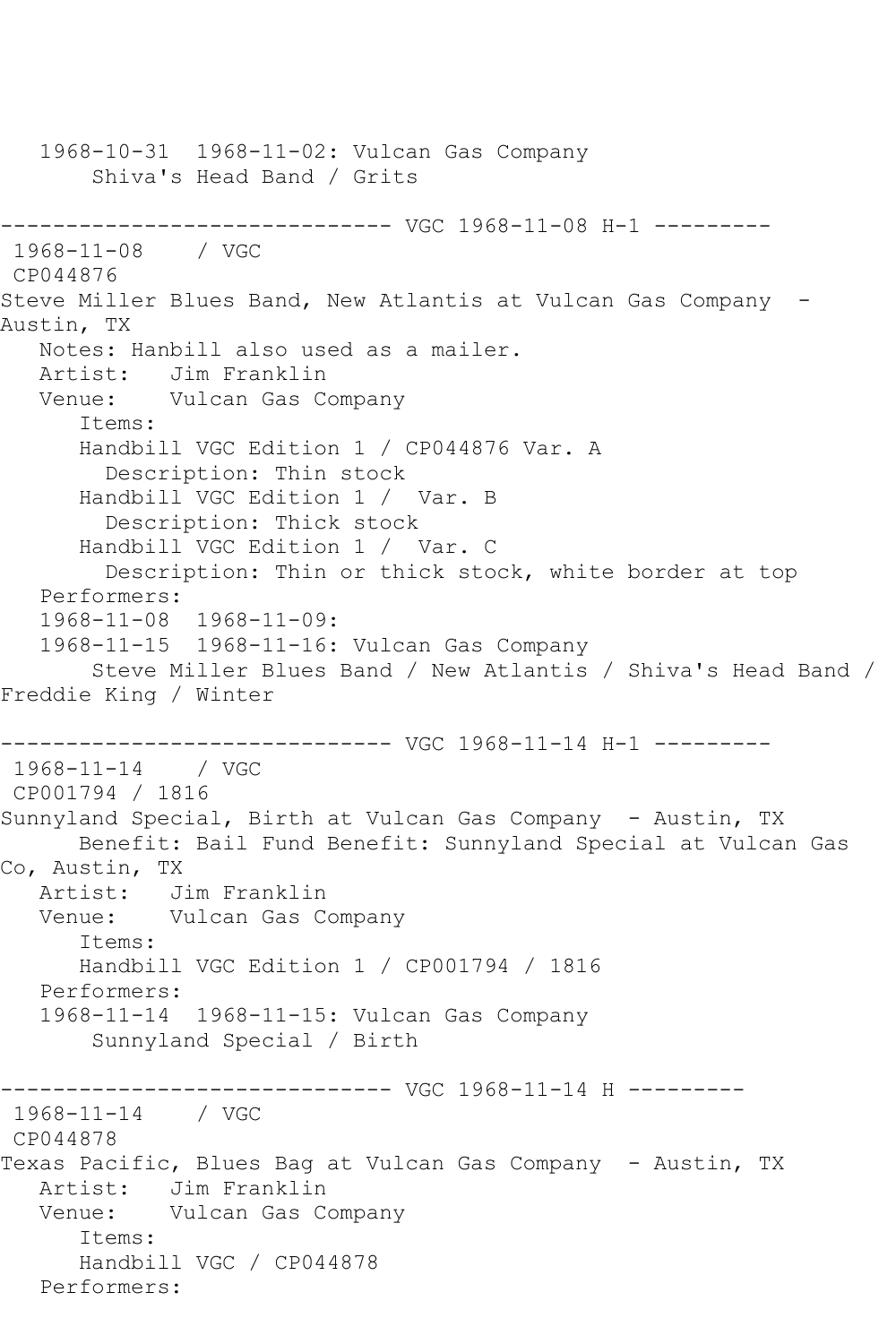```
   1968-10-31  1968-11-02: Vulcan Gas Company
       Shiva's Head Band / Grits

------------------------------ VGC 1968-11-08 H-1 ---------
 1968-11-08    / VGC
 CP044876
Steve Miller Blues Band, New Atlantis at Vulcan Gas Company  -
Austin, TX
   Notes: Hanbill also used as a mailer.
   Artist:   Jim Franklin
   Venue:    Vulcan Gas Company
      Items:
      Handbill VGC Edition 1 / CP044876 Var. A
        Description: Thin stock
      Handbill VGC Edition 1 /  Var. B
        Description: Thick stock
      Handbill VGC Edition 1 /  Var. C
        Description: Thin or thick stock, white border at top
   Performers:
   1968-11-08  1968-11-09:
   1968-11-15  1968-11-16: Vulcan Gas Company
       Steve Miller Blues Band / New Atlantis / Shiva's Head Band /
Freddie King / Winter

------------------------------ VGC 1968-11-14 H-1 ---------
 1968-11-14    / VGC
 CP001794 / 1816
Sunnyland Special, Birth at Vulcan Gas Company  - Austin, TX
      Benefit: Bail Fund Benefit: Sunnyland Special at Vulcan Gas
Co, Austin, TX
   Artist:   Jim Franklin
   Venue:    Vulcan Gas Company
      Items:
      Handbill VGC Edition 1 / CP001794 / 1816
   Performers:
   1968-11-14  1968-11-15: Vulcan Gas Company
       Sunnyland Special / Birth

------------------------------ VGC 1968-11-14 H ---------
 1968-11-14    / VGC
 CP044878
Texas Pacific, Blues Bag at Vulcan Gas Company  - Austin, TX
   Artist:   Jim Franklin
   Venue:    Vulcan Gas Company
      Items:
      Handbill VGC / CP044878
   Performers:
```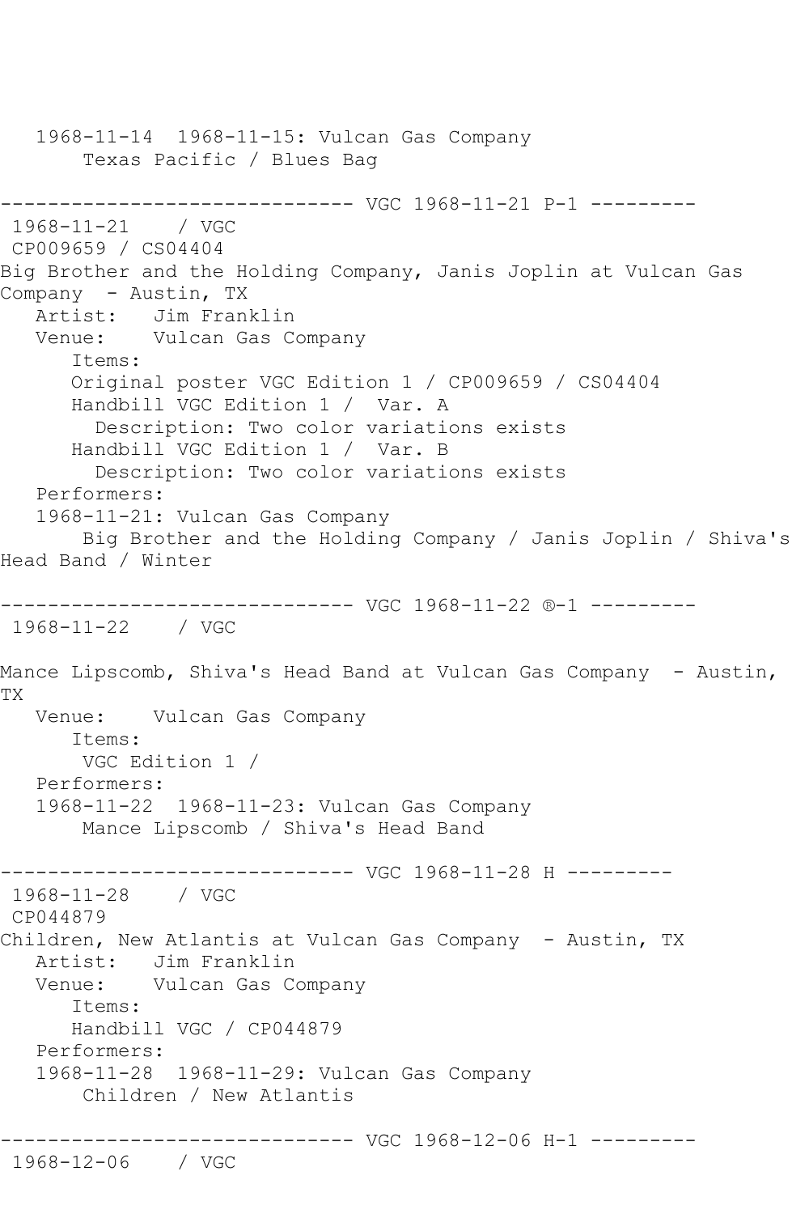```
   1968-11-14  1968-11-15: Vulcan Gas Company
       Texas Pacific / Blues Bag

------------------------------ VGC 1968-11-21 P-1 ---------
 1968-11-21    / VGC
 CP009659 / CS04404
Big Brother and the Holding Company, Janis Joplin at Vulcan Gas
Company  - Austin, TX
   Artist:   Jim Franklin
   Venue:    Vulcan Gas Company
      Items:
      Original poster VGC Edition 1 / CP009659 / CS04404
      Handbill VGC Edition 1 /  Var. A
        Description: Two color variations exists
      Handbill VGC Edition 1 /  Var. B
        Description: Two color variations exists
   Performers:
   1968-11-21: Vulcan Gas Company
       Big Brother and the Holding Company / Janis Joplin / Shiva's
Head Band / Winter

------------------------------ VGC 1968-11-22 ®-1 ---------
 1968-11-22    / VGC

Mance Lipscomb, Shiva's Head Band at Vulcan Gas Company  - Austin,
TX
   Venue:    Vulcan Gas Company
      Items:
       VGC Edition 1 /
   Performers:
   1968-11-22  1968-11-23: Vulcan Gas Company
       Mance Lipscomb / Shiva's Head Band

------------------------------ VGC 1968-11-28 H ---------
 1968-11-28    / VGC
 CP044879
Children, New Atlantis at Vulcan Gas Company  - Austin, TX
   Artist:   Jim Franklin
   Venue:    Vulcan Gas Company
      Items:
      Handbill VGC / CP044879
   Performers:
   1968-11-28  1968-11-29: Vulcan Gas Company
       Children / New Atlantis

------------------------------ VGC 1968-12-06 H-1 ---------
 1968-12-06    / VGC
```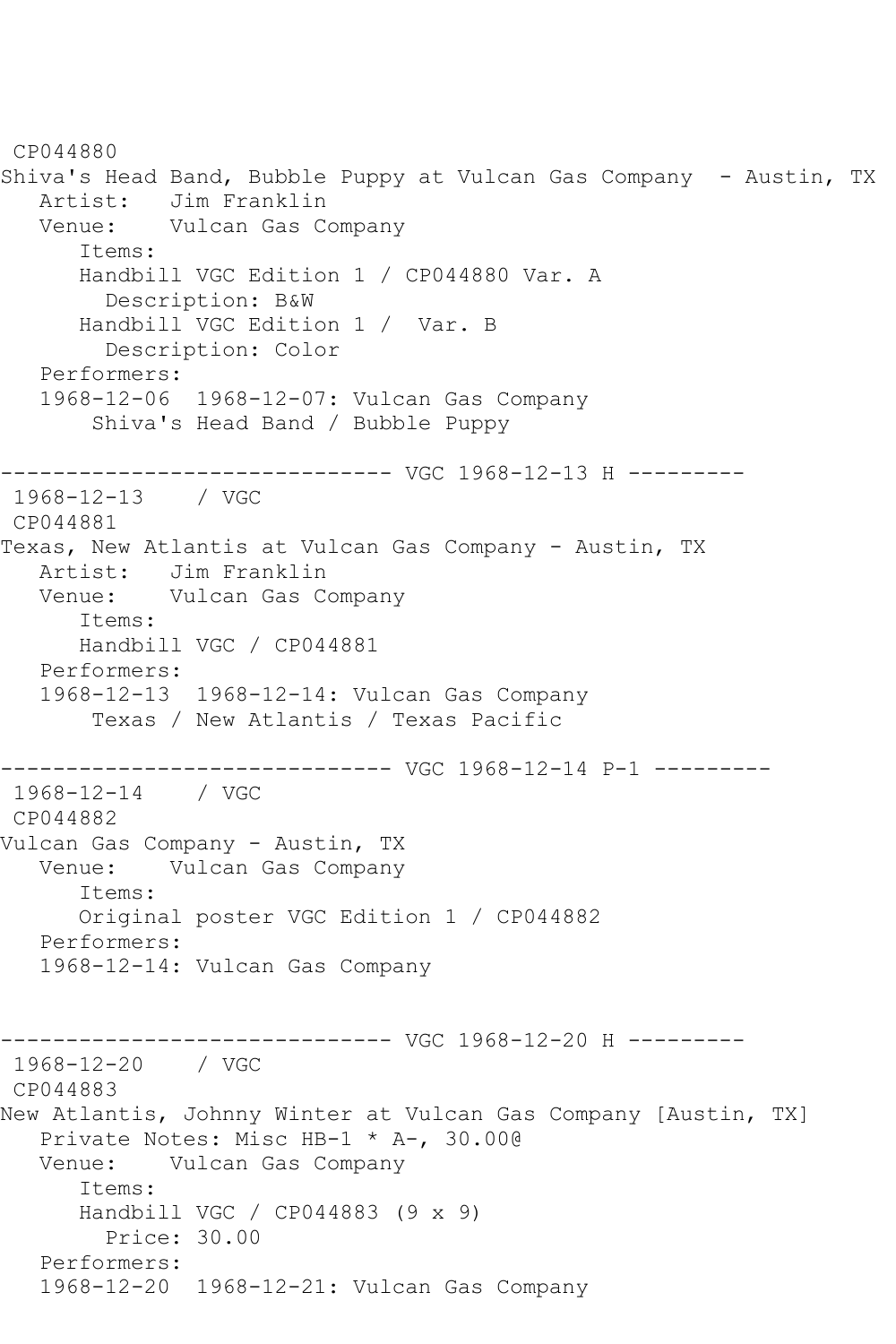CP044880
Shiva's Head Band, Bubble Puppy at Vulcan Gas Company  - Austin, TX
   Artist:   Jim Franklin
   Venue:    Vulcan Gas Company
      Items:
      Handbill VGC Edition 1 / CP044880 Var. A
        Description: B&W
      Handbill VGC Edition 1 /  Var. B
        Description: Color
   Performers:
   1968-12-06  1968-12-07: Vulcan Gas Company
       Shiva's Head Band / Bubble Puppy

------------------------------ VGC 1968-12-13 H ---------
 1968-12-13    / VGC
 CP044881
Texas, New Atlantis at Vulcan Gas Company - Austin, TX
   Artist:   Jim Franklin
   Venue:    Vulcan Gas Company
      Items:
      Handbill VGC / CP044881
   Performers:
   1968-12-13  1968-12-14: Vulcan Gas Company
       Texas / New Atlantis / Texas Pacific

------------------------------ VGC 1968-12-14 P-1 ---------
 1968-12-14    / VGC
 CP044882
Vulcan Gas Company - Austin, TX
   Venue:    Vulcan Gas Company
      Items:
      Original poster VGC Edition 1 / CP044882
   Performers:
   1968-12-14: Vulcan Gas Company

------------------------------ VGC 1968-12-20 H ---------
 1968-12-20    / VGC
 CP044883
New Atlantis, Johnny Winter at Vulcan Gas Company [Austin, TX]
   Private Notes: Misc HB-1 * A-, 30.00@
   Venue:    Vulcan Gas Company
      Items:
      Handbill VGC / CP044883 (9 x 9)
        Price: 30.00
   Performers:
   1968-12-20  1968-12-21: Vulcan Gas Company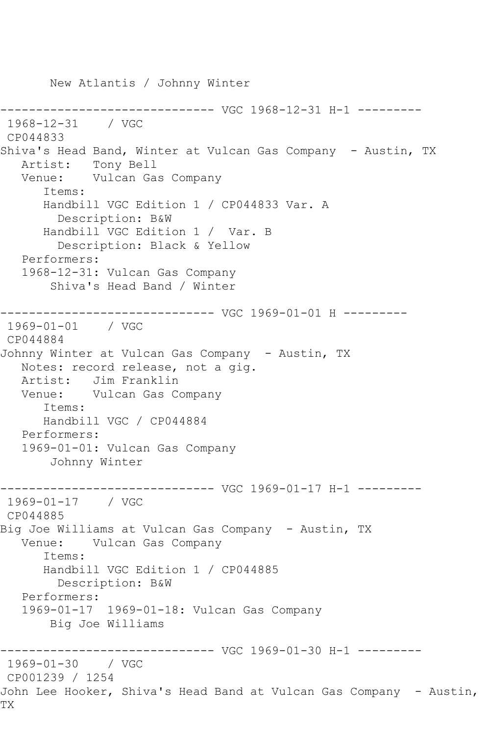New Atlantis / Johnny Winter

------------------------------ VGC 1968-12-31 H-1 ---------

1968-12-31 / VGC

CP044833

Shiva's Head Band, Winter at Vulcan Gas Company - Austin, TX

Artist: Tony Bell

Venue: Vulcan Gas Company

Items:

Handbill VGC Edition 1 / CP044833 Var. A

Description: B&W

Handbill VGC Edition 1 / Var. B

Description: Black & Yellow

Performers:

1968-12-31: Vulcan Gas Company

Shiva's Head Band / Winter

------------------------------ VGC 1969-01-01 H ---------

1969-01-01 / VGC

CP044884

Johnny Winter at Vulcan Gas Company - Austin, TX

Notes: record release, not a gig.

Artist: Jim Franklin

Venue: Vulcan Gas Company

Items:

Handbill VGC / CP044884

Performers:

1969-01-01: Vulcan Gas Company

Johnny Winter

------------------------------ VGC 1969-01-17 H-1 ---------

1969-01-17 / VGC

CP044885

Big Joe Williams at Vulcan Gas Company - Austin, TX

Venue: Vulcan Gas Company

Items:

Handbill VGC Edition 1 / CP044885

Description: B&W

Performers:

1969-01-17 1969-01-18: Vulcan Gas Company

Big Joe Williams

------------------------------ VGC 1969-01-30 H-1 ---------

1969-01-30 / VGC

CP001239 / 1254

John Lee Hooker, Shiva's Head Band at Vulcan Gas Company - Austin, TX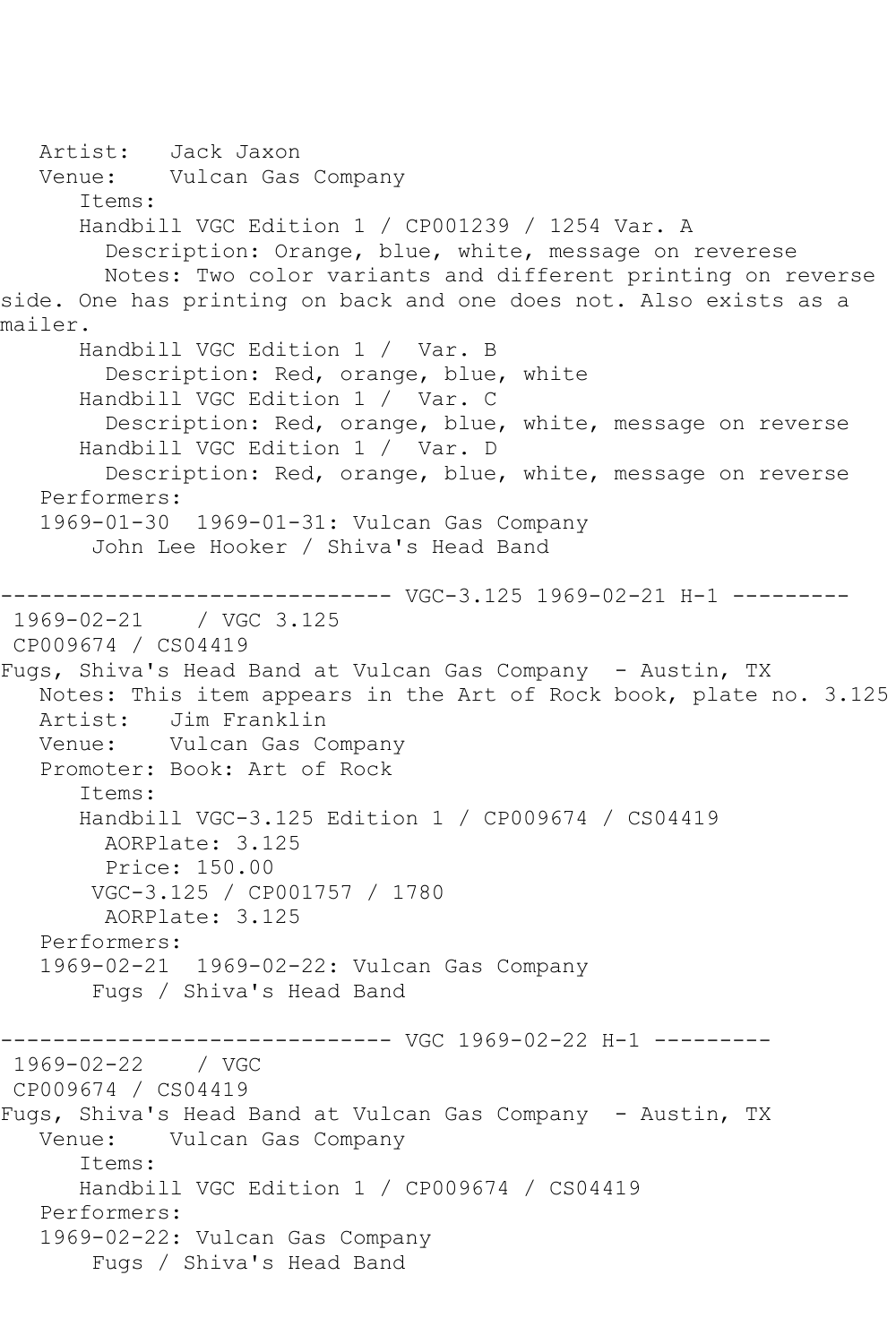```
   Artist:   Jack Jaxon
   Venue:    Vulcan Gas Company
      Items:
      Handbill VGC Edition 1 / CP001239 / 1254 Var. A
        Description: Orange, blue, white, message on reverese
        Notes: Two color variants and different printing on reverse
side. One has printing on back and one does not. Also exists as a
mailer.
      Handbill VGC Edition 1 /  Var. B
        Description: Red, orange, blue, white
      Handbill VGC Edition 1 /  Var. C
        Description: Red, orange, blue, white, message on reverse
      Handbill VGC Edition 1 /  Var. D
        Description: Red, orange, blue, white, message on reverse
   Performers:
   1969-01-30  1969-01-31: Vulcan Gas Company
       John Lee Hooker / Shiva's Head Band

------------------------------ VGC-3.125 1969-02-21 H-1 ---------
 1969-02-21    / VGC 3.125
 CP009674 / CS04419
Fugs, Shiva's Head Band at Vulcan Gas Company  - Austin, TX
   Notes: This item appears in the Art of Rock book, plate no. 3.125
   Artist:   Jim Franklin
   Venue:    Vulcan Gas Company
   Promoter: Book: Art of Rock
      Items:
      Handbill VGC-3.125 Edition 1 / CP009674 / CS04419
        AORPlate: 3.125
        Price: 150.00
       VGC-3.125 / CP001757 / 1780
        AORPlate: 3.125
   Performers:
   1969-02-21  1969-02-22: Vulcan Gas Company
       Fugs / Shiva's Head Band

------------------------------ VGC 1969-02-22 H-1 ---------
 1969-02-22    / VGC
 CP009674 / CS04419
Fugs, Shiva's Head Band at Vulcan Gas Company  - Austin, TX
   Venue:    Vulcan Gas Company
      Items:
      Handbill VGC Edition 1 / CP009674 / CS04419
   Performers:
   1969-02-22: Vulcan Gas Company
       Fugs / Shiva's Head Band
```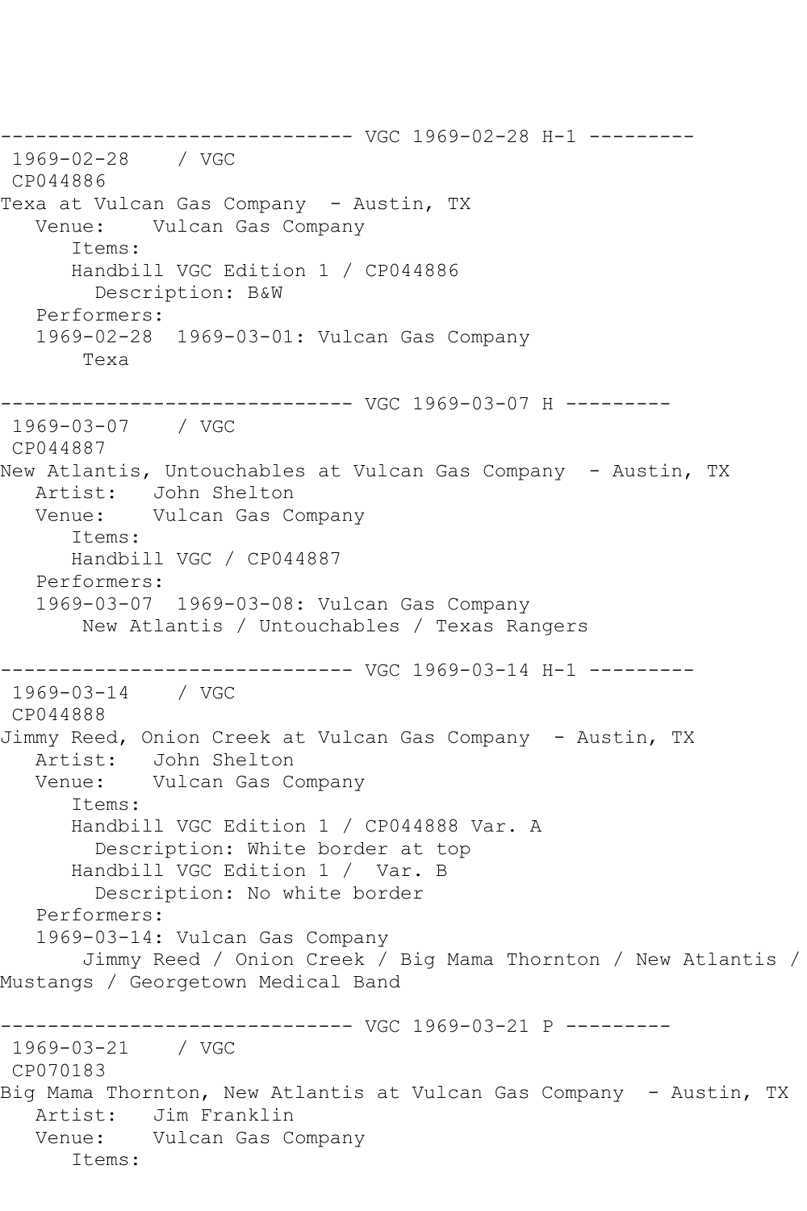------------------------------ VGC 1969-02-28 H-1 ---------
1969-02-28 / VGC
CP044886
Texa at Vulcan Gas Company - Austin, TX
Venue: Vulcan Gas Company
Items:
Handbill VGC Edition 1 / CP044886
Description: B&W
Performers:
1969-02-28 1969-03-01: Vulcan Gas Company
Texa

------------------------------ VGC 1969-03-07 H ---------
1969-03-07 / VGC
CP044887
New Atlantis, Untouchables at Vulcan Gas Company - Austin, TX
Artist: John Shelton
Venue: Vulcan Gas Company
Items:
Handbill VGC / CP044887
Performers:
1969-03-07 1969-03-08: Vulcan Gas Company
New Atlantis / Untouchables / Texas Rangers

------------------------------ VGC 1969-03-14 H-1 ---------
1969-03-14 / VGC
CP044888
Jimmy Reed, Onion Creek at Vulcan Gas Company - Austin, TX
Artist: John Shelton
Venue: Vulcan Gas Company
Items:
Handbill VGC Edition 1 / CP044888 Var. A
Description: White border at top
Handbill VGC Edition 1 / Var. B
Description: No white border
Performers:
1969-03-14: Vulcan Gas Company
Jimmy Reed / Onion Creek / Big Mama Thornton / New Atlantis / Mustangs / Georgetown Medical Band

------------------------------ VGC 1969-03-21 P ---------
1969-03-21 / VGC
CP070183
Big Mama Thornton, New Atlantis at Vulcan Gas Company - Austin, TX
Artist: Jim Franklin
Venue: Vulcan Gas Company
Items: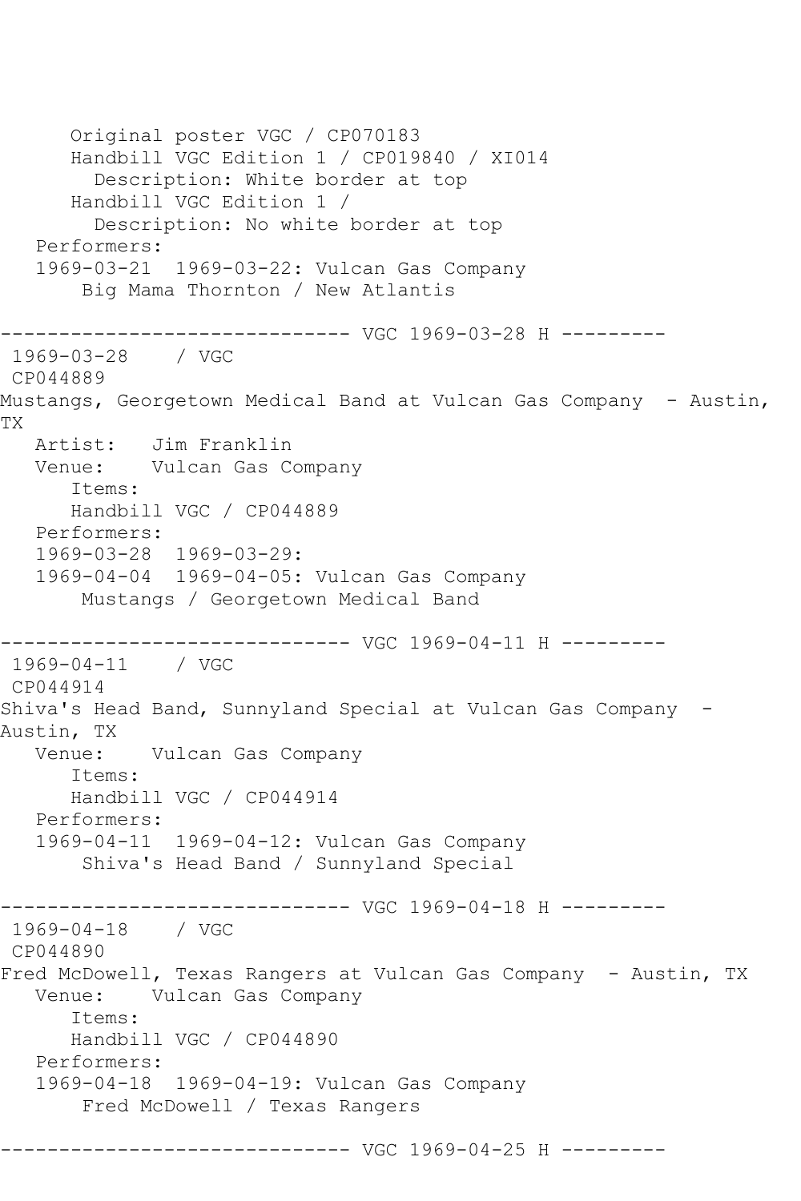```
      Original poster VGC / CP070183
      Handbill VGC Edition 1 / CP019840 / XI014
        Description: White border at top
      Handbill VGC Edition 1 /
        Description: No white border at top
   Performers:
   1969-03-21  1969-03-22: Vulcan Gas Company
       Big Mama Thornton / New Atlantis

------------------------------ VGC 1969-03-28 H ---------
 1969-03-28    / VGC
 CP044889
Mustangs, Georgetown Medical Band at Vulcan Gas Company  - Austin,
TX
   Artist:   Jim Franklin
   Venue:    Vulcan Gas Company
      Items:
      Handbill VGC / CP044889
   Performers:
   1969-03-28  1969-03-29:
   1969-04-04  1969-04-05: Vulcan Gas Company
       Mustangs / Georgetown Medical Band

------------------------------ VGC 1969-04-11 H ---------
 1969-04-11    / VGC
 CP044914
Shiva's Head Band, Sunnyland Special at Vulcan Gas Company  -
Austin, TX
   Venue:    Vulcan Gas Company
      Items:
      Handbill VGC / CP044914
   Performers:
   1969-04-11  1969-04-12: Vulcan Gas Company
       Shiva's Head Band / Sunnyland Special

------------------------------ VGC 1969-04-18 H ---------
 1969-04-18    / VGC
 CP044890
Fred McDowell, Texas Rangers at Vulcan Gas Company  - Austin, TX
   Venue:    Vulcan Gas Company
      Items:
      Handbill VGC / CP044890
   Performers:
   1969-04-18  1969-04-19: Vulcan Gas Company
       Fred McDowell / Texas Rangers

------------------------------ VGC 1969-04-25 H ---------
```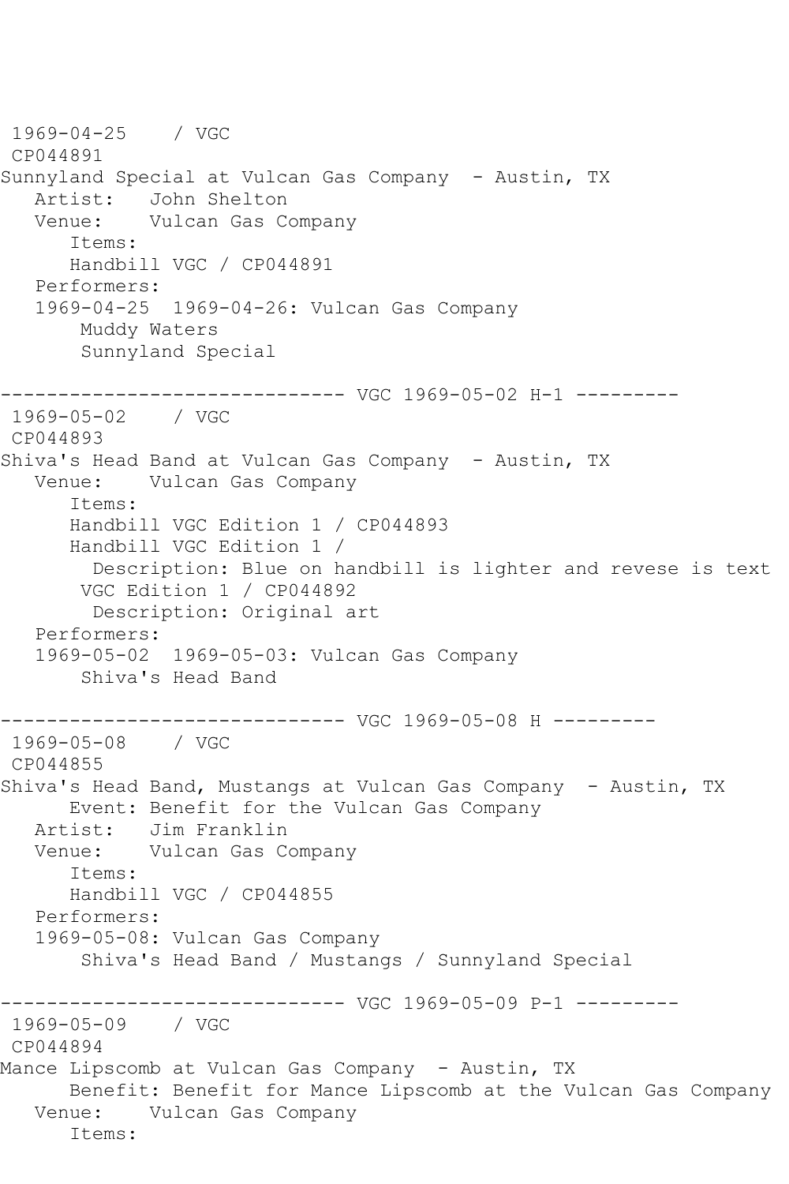```
1969-04-25    / VGC
 CP044891
Sunnyland Special at Vulcan Gas Company  - Austin, TX
   Artist:   John Shelton
   Venue:    Vulcan Gas Company
      Items:
      Handbill VGC / CP044891
   Performers:
   1969-04-25  1969-04-26: Vulcan Gas Company
       Muddy Waters
       Sunnyland Special

------------------------------ VGC 1969-05-02 H-1 ---------
 1969-05-02    / VGC
 CP044893
Shiva's Head Band at Vulcan Gas Company  - Austin, TX
   Venue:    Vulcan Gas Company
      Items:
      Handbill VGC Edition 1 / CP044893
      Handbill VGC Edition 1 /
        Description: Blue on handbill is lighter and revese is text
       VGC Edition 1 / CP044892
        Description: Original art
   Performers:
   1969-05-02  1969-05-03: Vulcan Gas Company
       Shiva's Head Band

------------------------------ VGC 1969-05-08 H ---------
 1969-05-08    / VGC
 CP044855
Shiva's Head Band, Mustangs at Vulcan Gas Company  - Austin, TX
      Event: Benefit for the Vulcan Gas Company
   Artist:   Jim Franklin
   Venue:    Vulcan Gas Company
      Items:
      Handbill VGC / CP044855
   Performers:
   1969-05-08: Vulcan Gas Company
       Shiva's Head Band / Mustangs / Sunnyland Special

------------------------------ VGC 1969-05-09 P-1 ---------
 1969-05-09    / VGC
 CP044894
Mance Lipscomb at Vulcan Gas Company  - Austin, TX
      Benefit: Benefit for Mance Lipscomb at the Vulcan Gas Company
   Venue:    Vulcan Gas Company
      Items:
```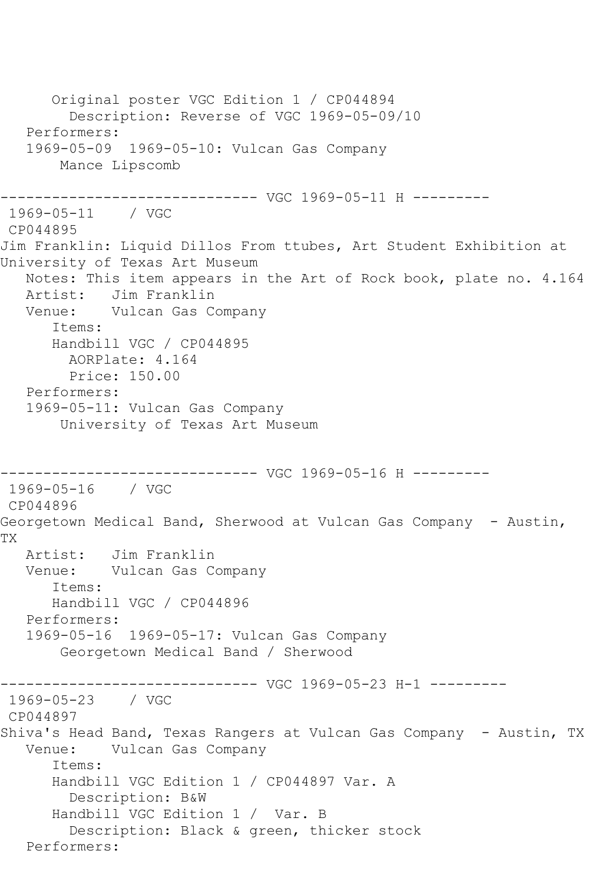```
      Original poster VGC Edition 1 / CP044894
        Description: Reverse of VGC 1969-05-09/10
   Performers:
   1969-05-09  1969-05-10: Vulcan Gas Company
       Mance Lipscomb

------------------------------ VGC 1969-05-11 H ---------
 1969-05-11    / VGC
 CP044895
Jim Franklin: Liquid Dillos From ttubes, Art Student Exhibition at
University of Texas Art Museum
   Notes: This item appears in the Art of Rock book, plate no. 4.164
   Artist:   Jim Franklin
   Venue:    Vulcan Gas Company
      Items:
      Handbill VGC / CP044895
        AORPlate: 4.164
        Price: 150.00
   Performers:
   1969-05-11: Vulcan Gas Company
       University of Texas Art Museum


------------------------------ VGC 1969-05-16 H ---------
 1969-05-16    / VGC
 CP044896
Georgetown Medical Band, Sherwood at Vulcan Gas Company  - Austin,
TX
   Artist:   Jim Franklin
   Venue:    Vulcan Gas Company
      Items:
      Handbill VGC / CP044896
   Performers:
   1969-05-16  1969-05-17: Vulcan Gas Company
       Georgetown Medical Band / Sherwood

------------------------------ VGC 1969-05-23 H-1 ---------
 1969-05-23    / VGC
 CP044897
Shiva's Head Band, Texas Rangers at Vulcan Gas Company  - Austin, TX
   Venue:    Vulcan Gas Company
      Items:
      Handbill VGC Edition 1 / CP044897 Var. A
        Description: B&W
      Handbill VGC Edition 1 /  Var. B
        Description: Black & green, thicker stock
   Performers:
```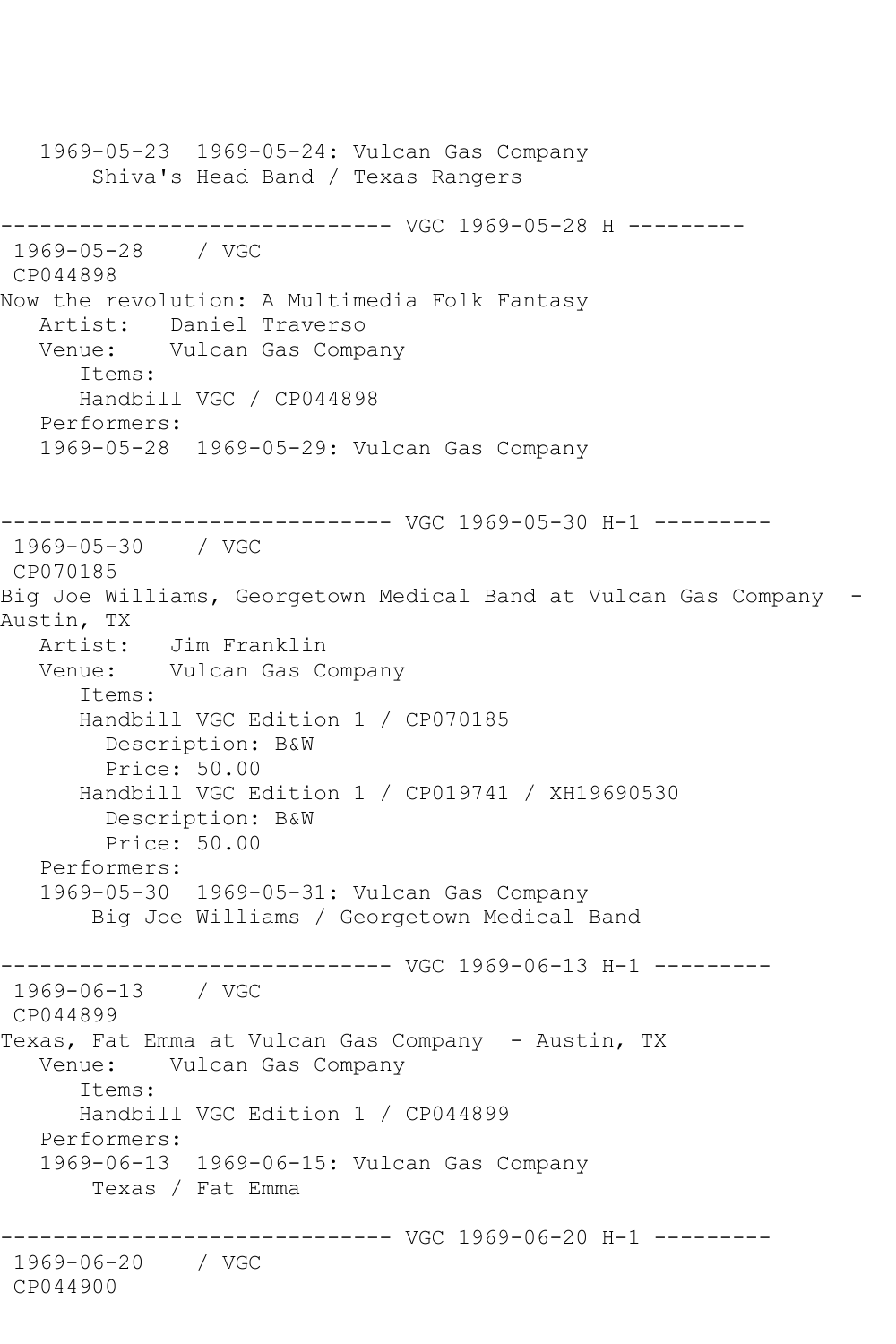```
   1969-05-23  1969-05-24: Vulcan Gas Company
        Shiva's Head Band / Texas Rangers

------------------------------ VGC 1969-05-28 H ---------
 1969-05-28    / VGC
 CP044898
Now the revolution: A Multimedia Folk Fantasy
   Artist:   Daniel Traverso
   Venue:    Vulcan Gas Company
      Items:
      Handbill VGC / CP044898
   Performers:
   1969-05-28  1969-05-29: Vulcan Gas Company


------------------------------ VGC 1969-05-30 H-1 ---------
 1969-05-30    / VGC
 CP070185
Big Joe Williams, Georgetown Medical Band at Vulcan Gas Company  - 
Austin, TX
   Artist:   Jim Franklin
   Venue:    Vulcan Gas Company
      Items:
      Handbill VGC Edition 1 / CP070185
        Description: B&W
        Price: 50.00
      Handbill VGC Edition 1 / CP019741 / XH19690530
        Description: B&W
        Price: 50.00
   Performers:
   1969-05-30  1969-05-31: Vulcan Gas Company
        Big Joe Williams / Georgetown Medical Band

------------------------------ VGC 1969-06-13 H-1 ---------
 1969-06-13    / VGC
 CP044899
Texas, Fat Emma at Vulcan Gas Company  - Austin, TX
   Venue:    Vulcan Gas Company
      Items:
      Handbill VGC Edition 1 / CP044899
   Performers:
   1969-06-13  1969-06-15: Vulcan Gas Company
        Texas / Fat Emma

------------------------------ VGC 1969-06-20 H-1 ---------
 1969-06-20    / VGC
 CP044900
```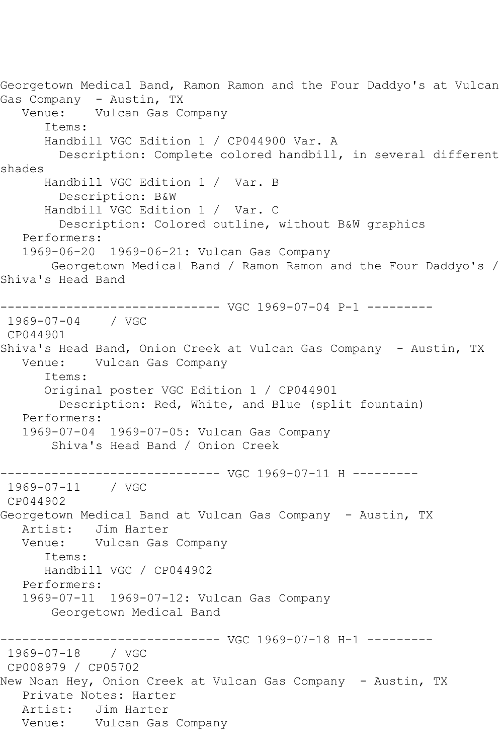Georgetown Medical Band, Ramon Ramon and the Four Daddyo's at Vulcan Gas Company - Austin, TX
   Venue: Vulcan Gas Company
      Items:
      Handbill VGC Edition 1 / CP044900 Var. A
        Description: Complete colored handbill, in several different shades
      Handbill VGC Edition 1 / Var. B
        Description: B&W
      Handbill VGC Edition 1 / Var. C
        Description: Colored outline, without B&W graphics
   Performers:
   1969-06-20 1969-06-21: Vulcan Gas Company
       Georgetown Medical Band / Ramon Ramon and the Four Daddyo's / Shiva's Head Band

------------------------------ VGC 1969-07-04 P-1 ---------
 1969-07-04 / VGC
 CP044901
Shiva's Head Band, Onion Creek at Vulcan Gas Company - Austin, TX
   Venue: Vulcan Gas Company
      Items:
      Original poster VGC Edition 1 / CP044901
        Description: Red, White, and Blue (split fountain)
   Performers:
   1969-07-04 1969-07-05: Vulcan Gas Company
       Shiva's Head Band / Onion Creek

------------------------------ VGC 1969-07-11 H ---------
 1969-07-11 / VGC
 CP044902
Georgetown Medical Band at Vulcan Gas Company - Austin, TX
   Artist: Jim Harter
   Venue: Vulcan Gas Company
      Items:
      Handbill VGC / CP044902
   Performers:
   1969-07-11 1969-07-12: Vulcan Gas Company
       Georgetown Medical Band

------------------------------ VGC 1969-07-18 H-1 ---------
 1969-07-18 / VGC
 CP008979 / CP05702
New Noan Hey, Onion Creek at Vulcan Gas Company - Austin, TX
   Private Notes: Harter
   Artist: Jim Harter
   Venue: Vulcan Gas Company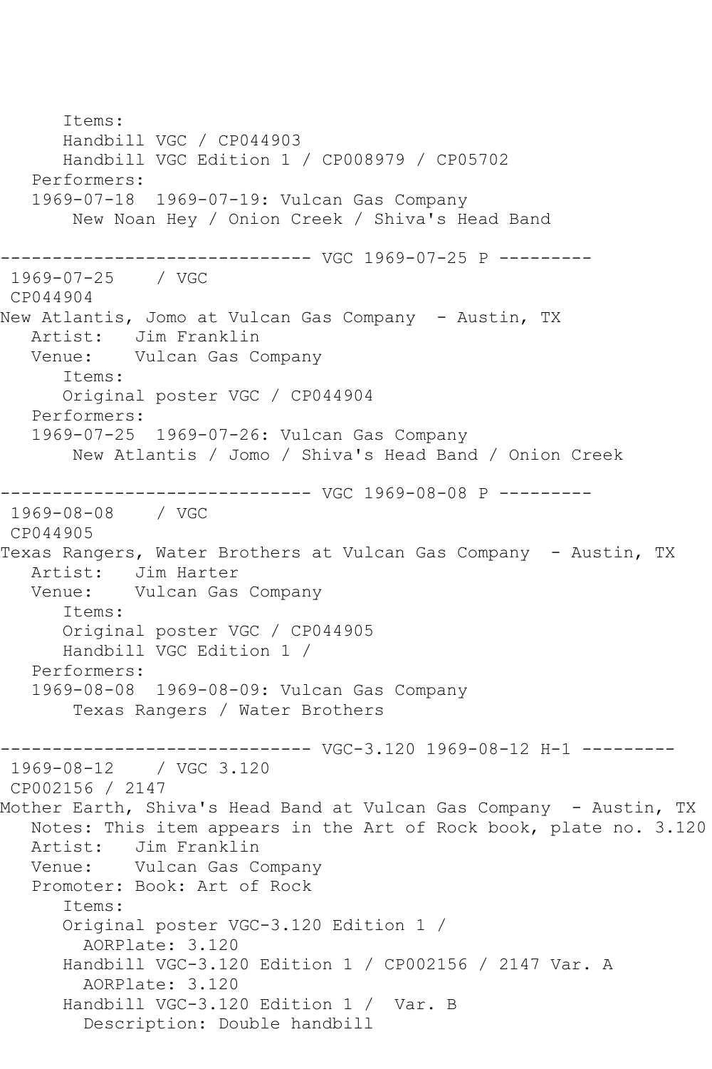```
      Items:
      Handbill VGC / CP044903
      Handbill VGC Edition 1 / CP008979 / CP05702
   Performers:
   1969-07-18  1969-07-19: Vulcan Gas Company
       New Noan Hey / Onion Creek / Shiva's Head Band

------------------------------ VGC 1969-07-25 P ---------
 1969-07-25    / VGC
 CP044904
New Atlantis, Jomo at Vulcan Gas Company  - Austin, TX
   Artist:   Jim Franklin
   Venue:    Vulcan Gas Company
      Items:
      Original poster VGC / CP044904
   Performers:
   1969-07-25  1969-07-26: Vulcan Gas Company
       New Atlantis / Jomo / Shiva's Head Band / Onion Creek

------------------------------ VGC 1969-08-08 P ---------
 1969-08-08    / VGC
 CP044905
Texas Rangers, Water Brothers at Vulcan Gas Company  - Austin, TX
   Artist:   Jim Harter
   Venue:    Vulcan Gas Company
      Items:
      Original poster VGC / CP044905
      Handbill VGC Edition 1 /
   Performers:
   1969-08-08  1969-08-09: Vulcan Gas Company
       Texas Rangers / Water Brothers

------------------------------ VGC-3.120 1969-08-12 H-1 ---------
 1969-08-12    / VGC 3.120
 CP002156 / 2147
Mother Earth, Shiva's Head Band at Vulcan Gas Company  - Austin, TX
   Notes: This item appears in the Art of Rock book, plate no. 3.120
   Artist:   Jim Franklin
   Venue:    Vulcan Gas Company
   Promoter: Book: Art of Rock
      Items:
      Original poster VGC-3.120 Edition 1 /
        AORPlate: 3.120
      Handbill VGC-3.120 Edition 1 / CP002156 / 2147 Var. A
        AORPlate: 3.120
      Handbill VGC-3.120 Edition 1 /  Var. B
        Description: Double handbill
```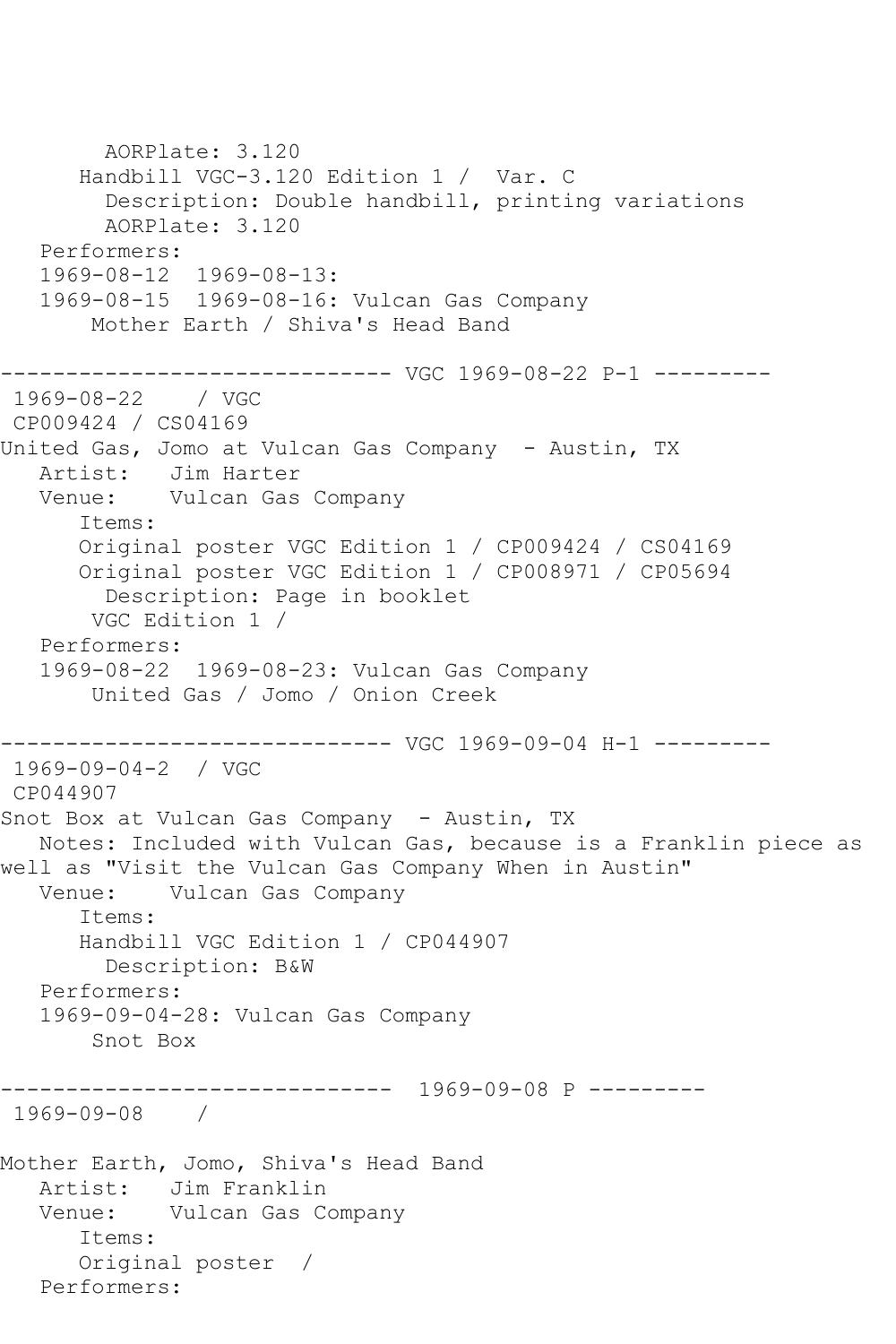```
        AORPlate: 3.120
      Handbill VGC-3.120 Edition 1 /  Var. C
        Description: Double handbill, printing variations
        AORPlate: 3.120
   Performers:
   1969-08-12  1969-08-13:
   1969-08-15  1969-08-16: Vulcan Gas Company
       Mother Earth / Shiva's Head Band

------------------------------ VGC 1969-08-22 P-1 ---------
 1969-08-22    / VGC
 CP009424 / CS04169
United Gas, Jomo at Vulcan Gas Company  - Austin, TX
   Artist:   Jim Harter
   Venue:    Vulcan Gas Company
      Items:
      Original poster VGC Edition 1 / CP009424 / CS04169
      Original poster VGC Edition 1 / CP008971 / CP05694
        Description: Page in booklet
       VGC Edition 1 /
   Performers:
   1969-08-22  1969-08-23: Vulcan Gas Company
       United Gas / Jomo / Onion Creek

------------------------------ VGC 1969-09-04 H-1 ---------
 1969-09-04-2  / VGC
 CP044907
Snot Box at Vulcan Gas Company  - Austin, TX
   Notes: Included with Vulcan Gas, because is a Franklin piece as
well as "Visit the Vulcan Gas Company When in Austin"
   Venue:    Vulcan Gas Company
      Items:
      Handbill VGC Edition 1 / CP044907
        Description: B&W
   Performers:
   1969-09-04-28: Vulcan Gas Company
       Snot Box

------------------------------  1969-09-08 P ---------
 1969-09-08    /

Mother Earth, Jomo, Shiva's Head Band
   Artist:   Jim Franklin
   Venue:    Vulcan Gas Company
      Items:
      Original poster  /
   Performers:
```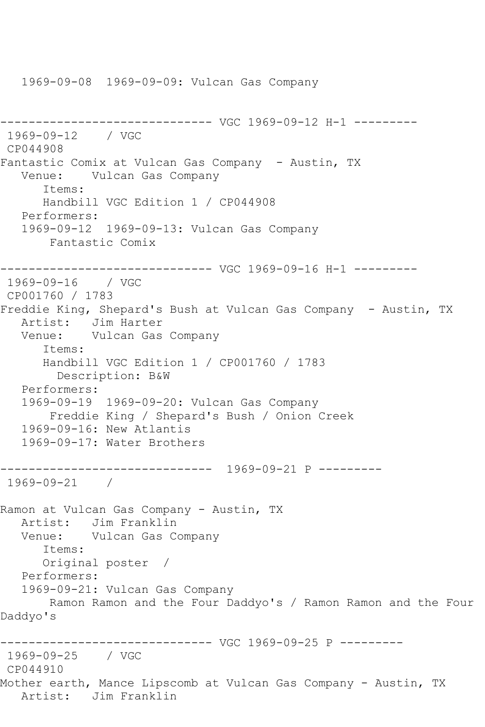```
   1969-09-08  1969-09-09: Vulcan Gas Company


------------------------------ VGC 1969-09-12 H-1 ---------
 1969-09-12    / VGC
 CP044908
Fantastic Comix at Vulcan Gas Company  - Austin, TX
   Venue:    Vulcan Gas Company
      Items:
      Handbill VGC Edition 1 / CP044908
   Performers:
   1969-09-12  1969-09-13: Vulcan Gas Company
       Fantastic Comix

------------------------------ VGC 1969-09-16 H-1 ---------
 1969-09-16    / VGC
 CP001760 / 1783
Freddie King, Shepard's Bush at Vulcan Gas Company  - Austin, TX
   Artist:   Jim Harter
   Venue:    Vulcan Gas Company
      Items:
      Handbill VGC Edition 1 / CP001760 / 1783
        Description: B&W
   Performers:
   1969-09-19  1969-09-20: Vulcan Gas Company
       Freddie King / Shepard's Bush / Onion Creek
   1969-09-16: New Atlantis
   1969-09-17: Water Brothers

------------------------------  1969-09-21 P ---------
 1969-09-21    /

Ramon at Vulcan Gas Company - Austin, TX
   Artist:   Jim Franklin
   Venue:    Vulcan Gas Company
      Items:
      Original poster  /
   Performers:
   1969-09-21: Vulcan Gas Company
       Ramon Ramon and the Four Daddyo's / Ramon Ramon and the Four
Daddyo's

------------------------------ VGC 1969-09-25 P ---------
 1969-09-25    / VGC
 CP044910
Mother earth, Mance Lipscomb at Vulcan Gas Company - Austin, TX
   Artist:   Jim Franklin
```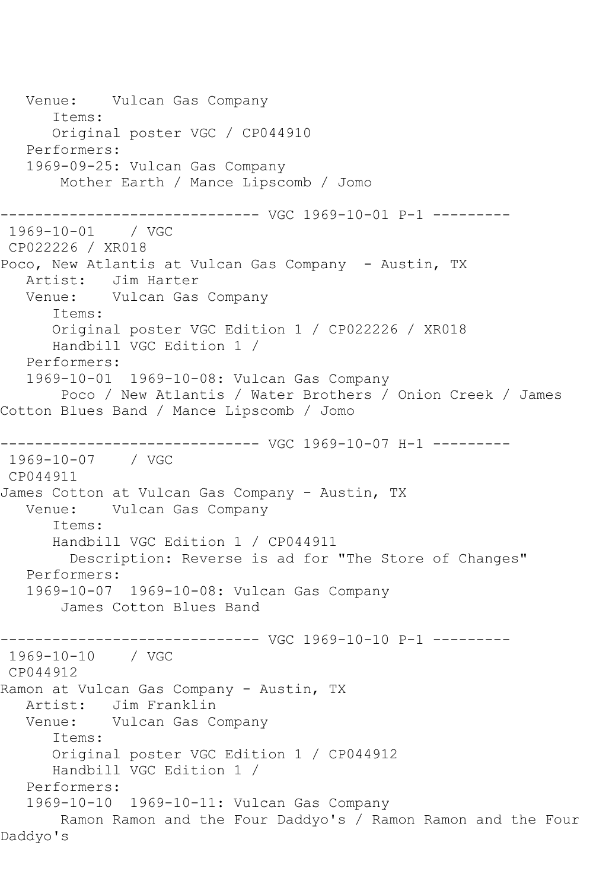```
   Venue:    Vulcan Gas Company
      Items:
      Original poster VGC / CP044910
   Performers:
   1969-09-25: Vulcan Gas Company
       Mother Earth / Mance Lipscomb / Jomo

------------------------------ VGC 1969-10-01 P-1 ---------
 1969-10-01    / VGC
 CP022226 / XR018
Poco, New Atlantis at Vulcan Gas Company  - Austin, TX
   Artist:   Jim Harter
   Venue:    Vulcan Gas Company
      Items:
      Original poster VGC Edition 1 / CP022226 / XR018
      Handbill VGC Edition 1 /
   Performers:
   1969-10-01  1969-10-08: Vulcan Gas Company
       Poco / New Atlantis / Water Brothers / Onion Creek / James
Cotton Blues Band / Mance Lipscomb / Jomo

------------------------------ VGC 1969-10-07 H-1 ---------
 1969-10-07    / VGC
 CP044911
James Cotton at Vulcan Gas Company - Austin, TX
   Venue:    Vulcan Gas Company
      Items:
      Handbill VGC Edition 1 / CP044911
        Description: Reverse is ad for "The Store of Changes"
   Performers:
   1969-10-07  1969-10-08: Vulcan Gas Company
       James Cotton Blues Band

------------------------------ VGC 1969-10-10 P-1 ---------
 1969-10-10    / VGC
 CP044912
Ramon at Vulcan Gas Company - Austin, TX
   Artist:   Jim Franklin
   Venue:    Vulcan Gas Company
      Items:
      Original poster VGC Edition 1 / CP044912
      Handbill VGC Edition 1 /
   Performers:
   1969-10-10  1969-10-11: Vulcan Gas Company
       Ramon Ramon and the Four Daddyo's / Ramon Ramon and the Four
Daddyo's
```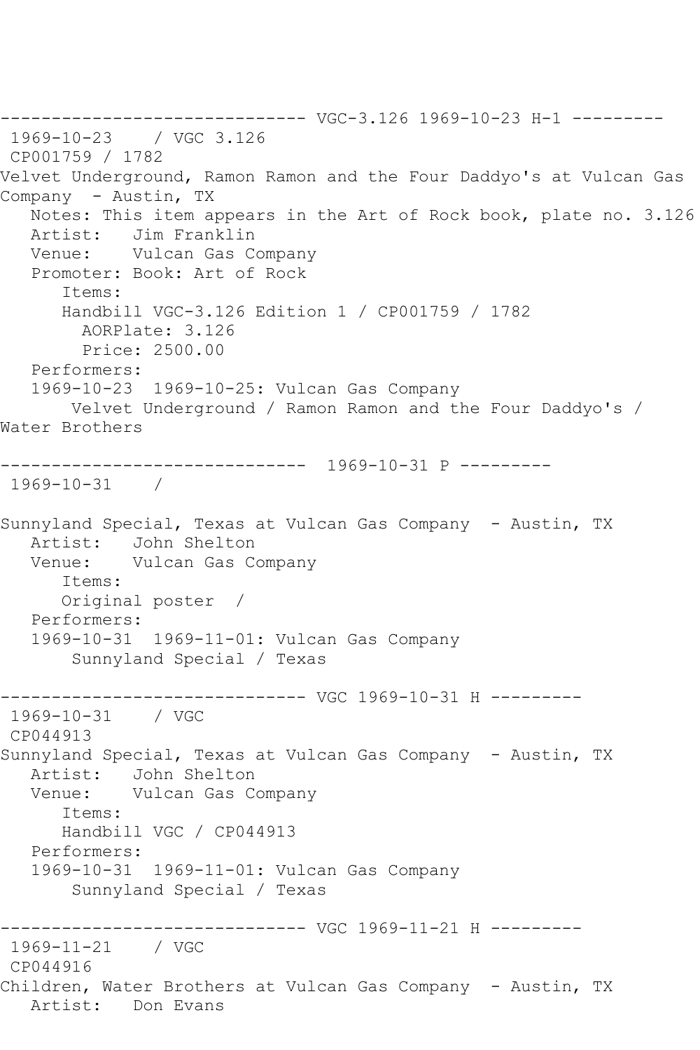------------------------------ VGC-3.126 1969-10-23 H-1 ---------
 1969-10-23    / VGC 3.126
 CP001759 / 1782
Velvet Underground, Ramon Ramon and the Four Daddyo's at Vulcan Gas Company  - Austin, TX
   Notes: This item appears in the Art of Rock book, plate no. 3.126
   Artist:   Jim Franklin
   Venue:    Vulcan Gas Company
   Promoter: Book: Art of Rock
      Items:
      Handbill VGC-3.126 Edition 1 / CP001759 / 1782
        AORPlate: 3.126
        Price: 2500.00
   Performers:
   1969-10-23  1969-10-25: Vulcan Gas Company
       Velvet Underground / Ramon Ramon and the Four Daddyo's / Water Brothers

------------------------------  1969-10-31 P ---------
 1969-10-31    /

Sunnyland Special, Texas at Vulcan Gas Company  - Austin, TX
   Artist:   John Shelton
   Venue:    Vulcan Gas Company
      Items:
      Original poster  /
   Performers:
   1969-10-31  1969-11-01: Vulcan Gas Company
       Sunnyland Special / Texas

------------------------------ VGC 1969-10-31 H ---------
 1969-10-31    / VGC
 CP044913
Sunnyland Special, Texas at Vulcan Gas Company  - Austin, TX
   Artist:   John Shelton
   Venue:    Vulcan Gas Company
      Items:
      Handbill VGC / CP044913
   Performers:
   1969-10-31  1969-11-01: Vulcan Gas Company
       Sunnyland Special / Texas

------------------------------ VGC 1969-11-21 H ---------
 1969-11-21    / VGC
 CP044916
Children, Water Brothers at Vulcan Gas Company  - Austin, TX
   Artist:   Don Evans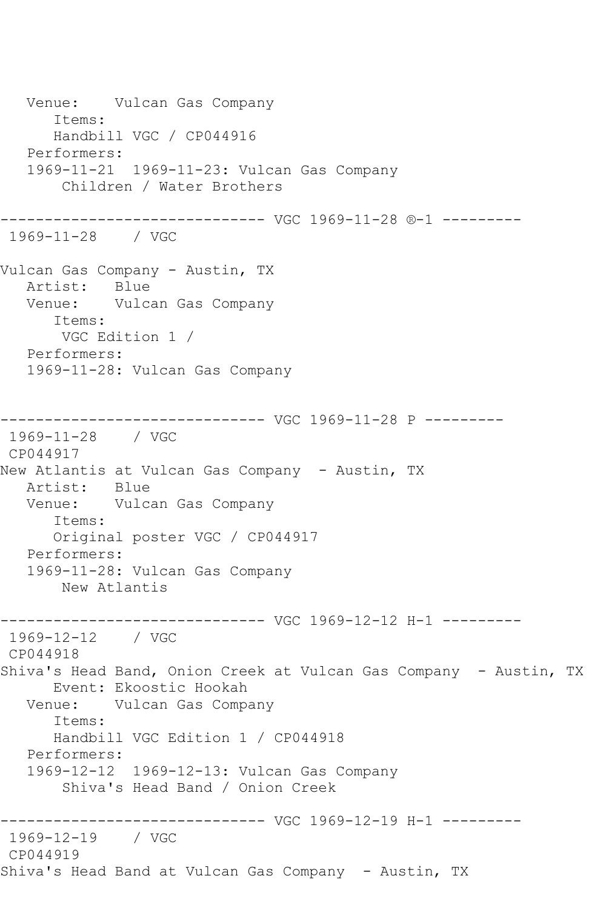```
   Venue:    Vulcan Gas Company
      Items:
      Handbill VGC / CP044916
   Performers:
   1969-11-21  1969-11-23: Vulcan Gas Company
       Children / Water Brothers

------------------------------ VGC 1969-11-28 ®-1 ---------
 1969-11-28    / VGC

Vulcan Gas Company - Austin, TX
   Artist:   Blue
   Venue:    Vulcan Gas Company
      Items:
       VGC Edition 1 /
   Performers:
   1969-11-28: Vulcan Gas Company


------------------------------ VGC 1969-11-28 P ---------
 1969-11-28    / VGC
 CP044917
New Atlantis at Vulcan Gas Company  - Austin, TX
   Artist:   Blue
   Venue:    Vulcan Gas Company
      Items:
      Original poster VGC / CP044917
   Performers:
   1969-11-28: Vulcan Gas Company
       New Atlantis

------------------------------ VGC 1969-12-12 H-1 ---------
 1969-12-12    / VGC
 CP044918
Shiva's Head Band, Onion Creek at Vulcan Gas Company  - Austin, TX
      Event: Ekoostic Hookah
   Venue:    Vulcan Gas Company
      Items:
      Handbill VGC Edition 1 / CP044918
   Performers:
   1969-12-12  1969-12-13: Vulcan Gas Company
       Shiva's Head Band / Onion Creek

------------------------------ VGC 1969-12-19 H-1 ---------
 1969-12-19    / VGC
 CP044919
Shiva's Head Band at Vulcan Gas Company  - Austin, TX
```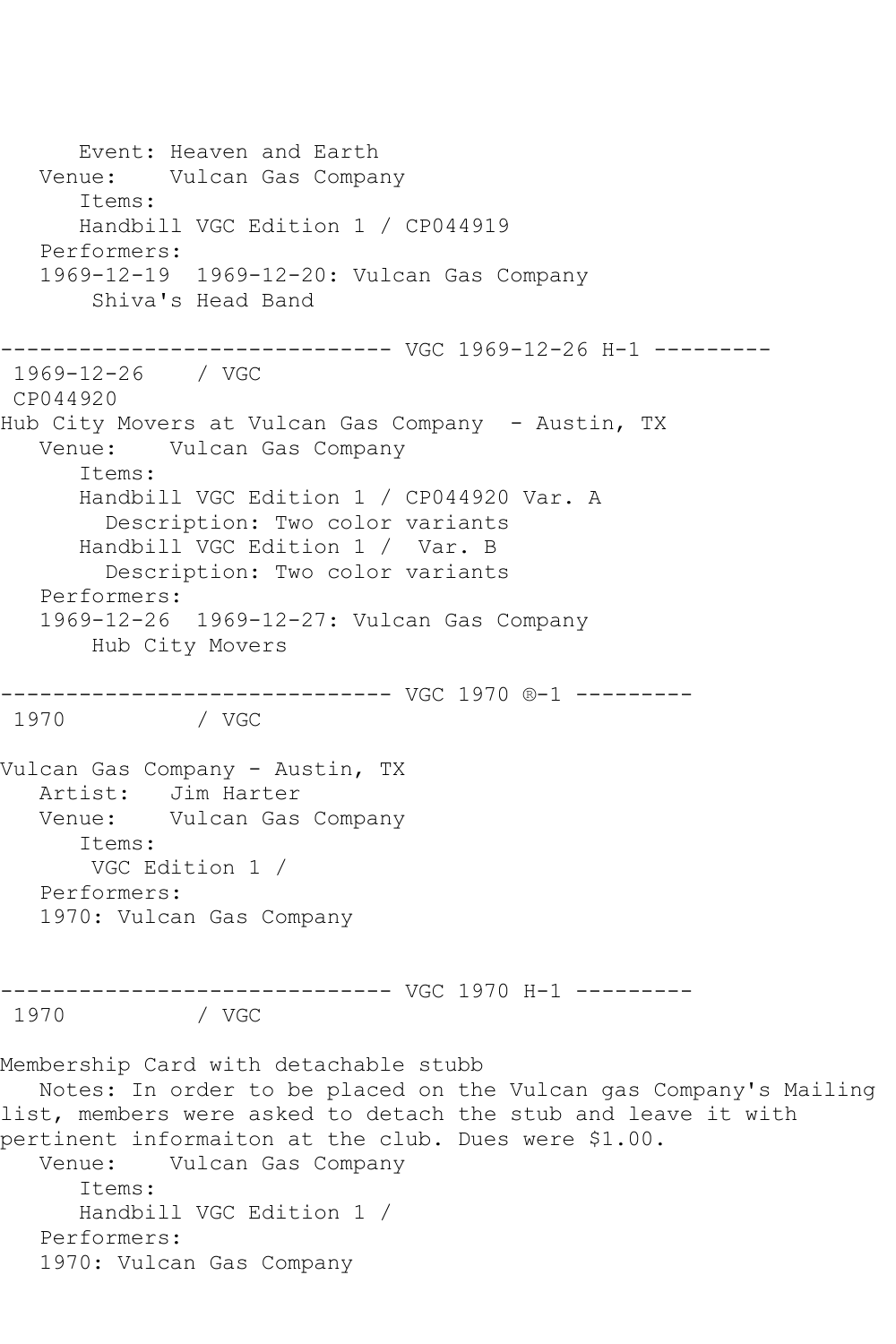Event: Heaven and Earth
   Venue:    Vulcan Gas Company
      Items:
      Handbill VGC Edition 1 / CP044919
   Performers:
   1969-12-19  1969-12-20: Vulcan Gas Company
       Shiva's Head Band

------------------------------ VGC 1969-12-26 H-1 ---------

1969-12-26    / VGC
CP044920
Hub City Movers at Vulcan Gas Company  - Austin, TX
   Venue:    Vulcan Gas Company
      Items:
      Handbill VGC Edition 1 / CP044920 Var. A
        Description: Two color variants
      Handbill VGC Edition 1 /  Var. B
        Description: Two color variants
   Performers:
   1969-12-26  1969-12-27: Vulcan Gas Company
       Hub City Movers

------------------------------ VGC 1970 ®-1 ---------

1970          / VGC

Vulcan Gas Company - Austin, TX
   Artist:   Jim Harter
   Venue:    Vulcan Gas Company
      Items:
       VGC Edition 1 /
   Performers:
   1970: Vulcan Gas Company

------------------------------ VGC 1970 H-1 ---------

1970          / VGC

Membership Card with detachable stubb
   Notes: In order to be placed on the Vulcan gas Company's Mailing list, members were asked to detach the stub and leave it with pertinent informaiton at the club. Dues were $1.00.
   Venue:    Vulcan Gas Company
      Items:
      Handbill VGC Edition 1 /
   Performers:
   1970: Vulcan Gas Company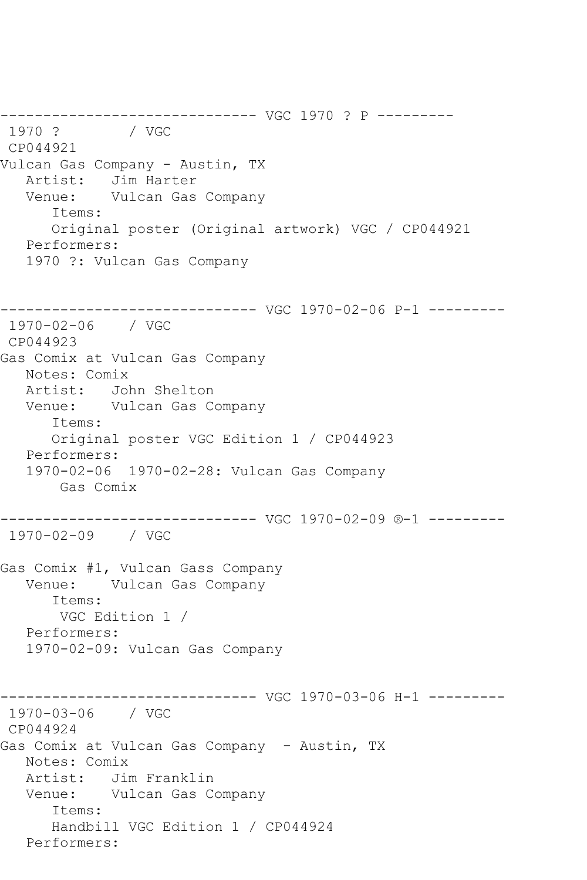```
------------------------------ VGC 1970 ? P ---------
 1970 ?        / VGC
 CP044921
Vulcan Gas Company - Austin, TX
   Artist:   Jim Harter
   Venue:    Vulcan Gas Company
      Items:
      Original poster (Original artwork) VGC / CP044921
   Performers:
   1970 ?: Vulcan Gas Company


------------------------------ VGC 1970-02-06 P-1 ---------
 1970-02-06    / VGC
 CP044923
Gas Comix at Vulcan Gas Company
   Notes: Comix
   Artist:   John Shelton
   Venue:    Vulcan Gas Company
      Items:
      Original poster VGC Edition 1 / CP044923
   Performers:
   1970-02-06  1970-02-28: Vulcan Gas Company
       Gas Comix

------------------------------ VGC 1970-02-09 ®-1 ---------
 1970-02-09    / VGC

Gas Comix #1, Vulcan Gass Company
   Venue:    Vulcan Gas Company
      Items:
       VGC Edition 1 /
   Performers:
   1970-02-09: Vulcan Gas Company


------------------------------ VGC 1970-03-06 H-1 ---------
 1970-03-06    / VGC
 CP044924
Gas Comix at Vulcan Gas Company  - Austin, TX
   Notes: Comix
   Artist:   Jim Franklin
   Venue:    Vulcan Gas Company
      Items:
      Handbill VGC Edition 1 / CP044924
   Performers:
```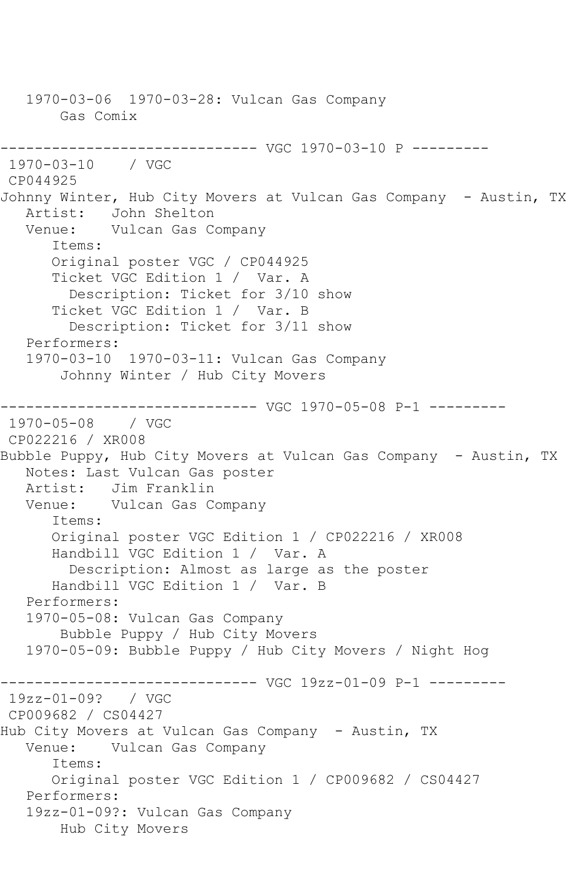1970-03-06  1970-03-28: Vulcan Gas Company
    Gas Comix

------------------------------ VGC 1970-03-10 P ---------

1970-03-10    / VGC
CP044925
Johnny Winter, Hub City Movers at Vulcan Gas Company  - Austin, TX
   Artist:   John Shelton
   Venue:    Vulcan Gas Company
      Items:
      Original poster VGC / CP044925
      Ticket VGC Edition 1 /  Var. A
        Description: Ticket for 3/10 show
      Ticket VGC Edition 1 /  Var. B
        Description: Ticket for 3/11 show
   Performers:
   1970-03-10  1970-03-11: Vulcan Gas Company
       Johnny Winter / Hub City Movers

------------------------------ VGC 1970-05-08 P-1 ---------

1970-05-08    / VGC
CP022216 / XR008
Bubble Puppy, Hub City Movers at Vulcan Gas Company  - Austin, TX
   Notes: Last Vulcan Gas poster
   Artist:   Jim Franklin
   Venue:    Vulcan Gas Company
      Items:
      Original poster VGC Edition 1 / CP022216 / XR008
      Handbill VGC Edition 1 /  Var. A
        Description: Almost as large as the poster
      Handbill VGC Edition 1 /  Var. B
   Performers:
   1970-05-08: Vulcan Gas Company
       Bubble Puppy / Hub City Movers
   1970-05-09: Bubble Puppy / Hub City Movers / Night Hog

------------------------------ VGC 19zz-01-09 P-1 ---------

19zz-01-09?   / VGC
CP009682 / CS04427
Hub City Movers at Vulcan Gas Company  - Austin, TX
   Venue:    Vulcan Gas Company
      Items:
      Original poster VGC Edition 1 / CP009682 / CS04427
   Performers:
   19zz-01-09?: Vulcan Gas Company
       Hub City Movers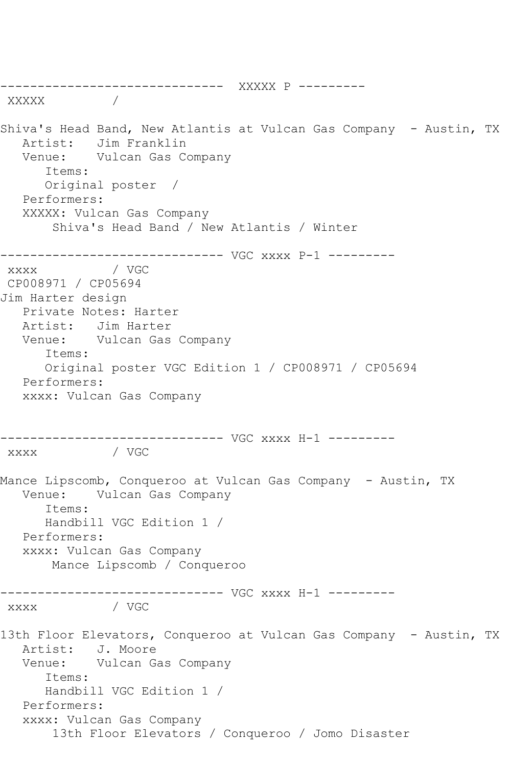```
------------------------------  XXXXX P ---------
 XXXXX         /

Shiva's Head Band, New Atlantis at Vulcan Gas Company  - Austin, TX
   Artist:   Jim Franklin
   Venue:    Vulcan Gas Company
      Items:
      Original poster  /
   Performers:
   XXXXX: Vulcan Gas Company
       Shiva's Head Band / New Atlantis / Winter

------------------------------ VGC xxxx P-1 ---------
 xxxx          / VGC
 CP008971 / CP05694
Jim Harter design
   Private Notes: Harter
   Artist:   Jim Harter
   Venue:    Vulcan Gas Company
      Items:
      Original poster VGC Edition 1 / CP008971 / CP05694
   Performers:
   xxxx: Vulcan Gas Company


------------------------------ VGC xxxx H-1 ---------
 xxxx          / VGC

Mance Lipscomb, Conqueroo at Vulcan Gas Company  - Austin, TX
   Venue:    Vulcan Gas Company
      Items:
      Handbill VGC Edition 1 /
   Performers:
   xxxx: Vulcan Gas Company
       Mance Lipscomb / Conqueroo

------------------------------ VGC xxxx H-1 ---------
 xxxx          / VGC

13th Floor Elevators, Conqueroo at Vulcan Gas Company  - Austin, TX
   Artist:   J. Moore
   Venue:    Vulcan Gas Company
      Items:
      Handbill VGC Edition 1 /
   Performers:
   xxxx: Vulcan Gas Company
       13th Floor Elevators / Conqueroo / Jomo Disaster
```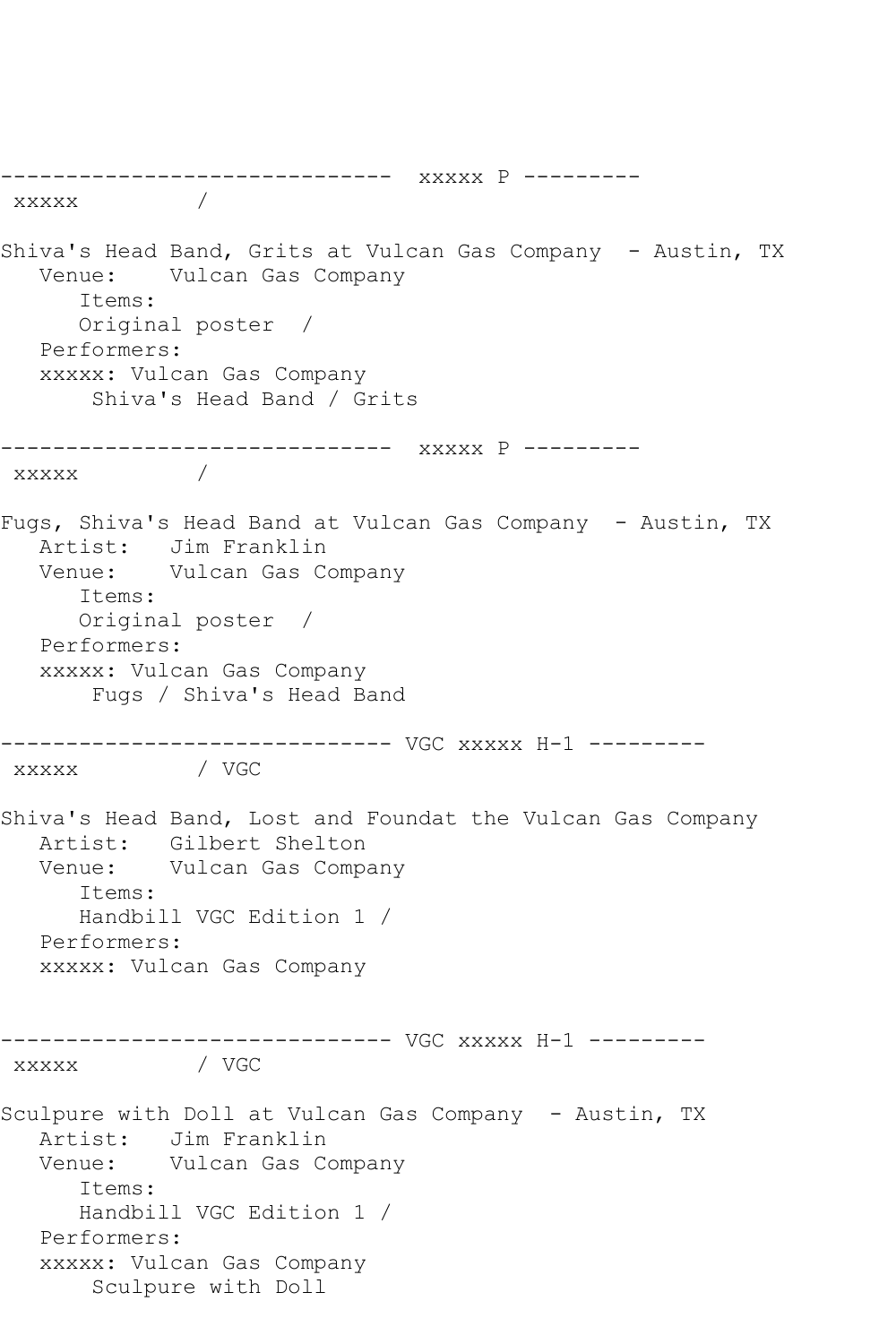```
------------------------------  xxxxx P ---------
 xxxxx         /

Shiva's Head Band, Grits at Vulcan Gas Company  - Austin, TX
   Venue:    Vulcan Gas Company
      Items:
      Original poster  /
   Performers:
   xxxxx: Vulcan Gas Company
       Shiva's Head Band / Grits

------------------------------  xxxxx P ---------
 xxxxx         /

Fugs, Shiva's Head Band at Vulcan Gas Company  - Austin, TX
   Artist:   Jim Franklin
   Venue:    Vulcan Gas Company
      Items:
      Original poster  /
   Performers:
   xxxxx: Vulcan Gas Company
       Fugs / Shiva's Head Band

------------------------------ VGC xxxxx H-1 ---------
 xxxxx         / VGC

Shiva's Head Band, Lost and Foundat the Vulcan Gas Company
   Artist:   Gilbert Shelton
   Venue:    Vulcan Gas Company
      Items:
      Handbill VGC Edition 1 /
   Performers:
   xxxxx: Vulcan Gas Company


------------------------------ VGC xxxxx H-1 ---------
 xxxxx         / VGC

Sculpure with Doll at Vulcan Gas Company  - Austin, TX
   Artist:   Jim Franklin
   Venue:    Vulcan Gas Company
      Items:
      Handbill VGC Edition 1 /
   Performers:
   xxxxx: Vulcan Gas Company
       Sculpure with Doll
```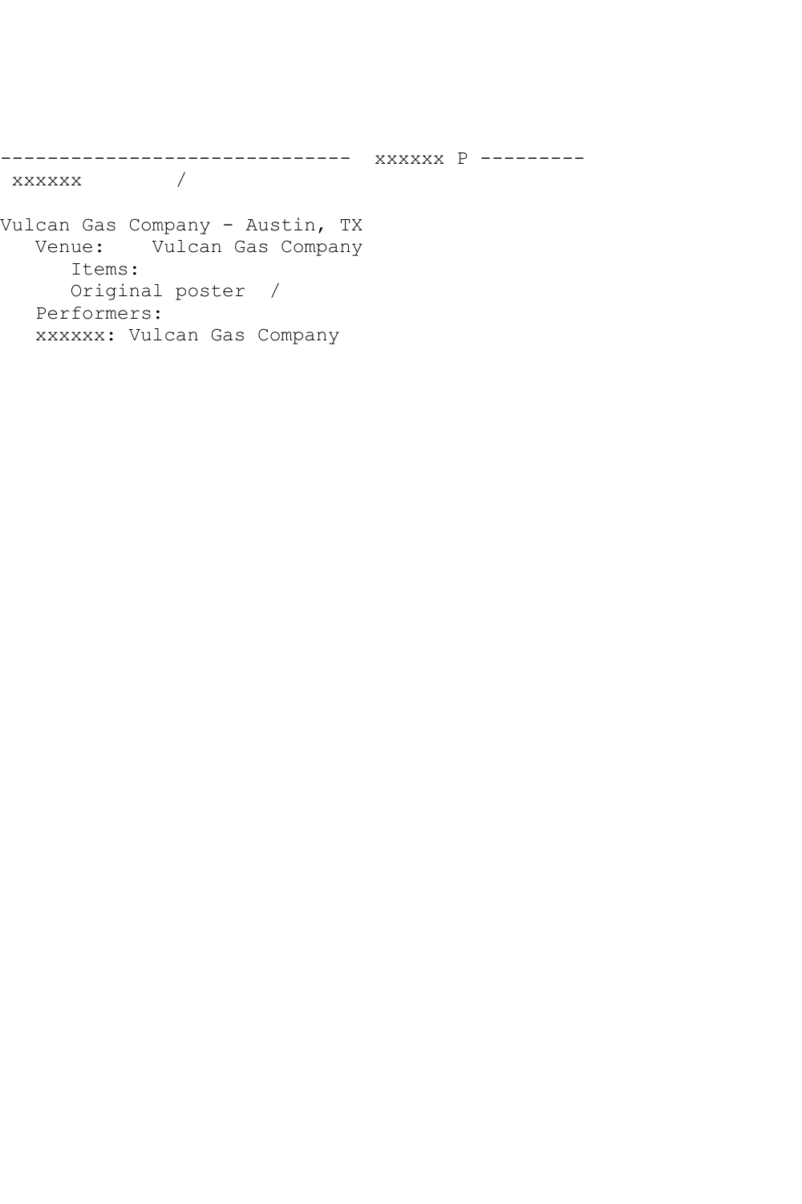```
------------------------------  xxxxxx P ---------
 xxxxxx        /

Vulcan Gas Company - Austin, TX
   Venue:    Vulcan Gas Company
      Items:
      Original poster  /
   Performers:
   xxxxxx: Vulcan Gas Company
```